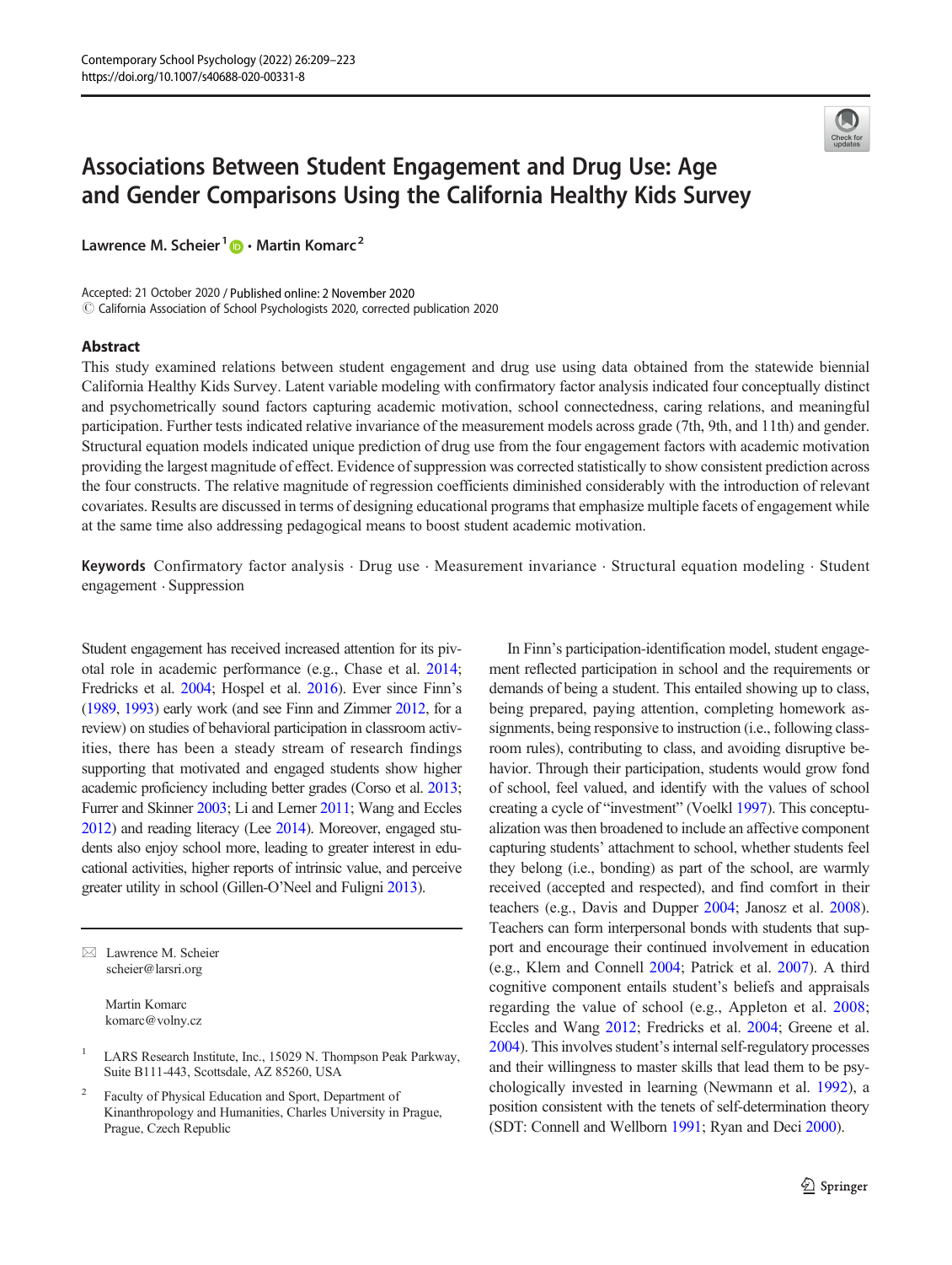# Associations Between Student Engagement and Drug Use: Age and Gender Comparisons Using the California Healthy Kids Survey

Lawrence M. Scheier[1] · Martin Komarc[2]

Accepted: 21 October 2020 / Published online: 2 November 2020
© California Association of School Psychologists 2020, corrected publication 2020

## Abstract

This study examined relations between student engagement and drug use using data obtained from the statewide biennial California Healthy Kids Survey. Latent variable modeling with confirmatory factor analysis indicated four conceptually distinct and psychometrically sound factors capturing academic motivation, school connectedness, caring relations, and meaningful participation. Further tests indicated relative invariance of the measurement models across grade (7th, 9th, and 11th) and gender. Structural equation models indicated unique prediction of drug use from the four engagement factors with academic motivation providing the largest magnitude of effect. Evidence of suppression was corrected statistically to show consistent prediction across the four constructs. The relative magnitude of regression coefficients diminished considerably with the introduction of relevant covariates. Results are discussed in terms of designing educational programs that emphasize multiple facets of engagement while at the same time also addressing pedagogical means to boost student academic motivation.

**Keywords** Confirmatory factor analysis · Drug use · Measurement invariance · Structural equation modeling · Student engagement · Suppression

Student engagement has received increased attention for its pivotal role in academic performance (e.g., Chase et al. 2014; Fredricks et al. 2004; Hospel et al. 2016). Ever since Finn's (1989, 1993) early work (and see Finn and Zimmer 2012, for a review) on studies of behavioral participation in classroom activities, there has been a steady stream of research findings supporting that motivated and engaged students show higher academic proficiency including better grades (Corso et al. 2013; Furrer and Skinner 2003; Li and Lerner 2011; Wang and Eccles 2012) and reading literacy (Lee 2014). Moreover, engaged students also enjoy school more, leading to greater interest in educational activities, higher reports of intrinsic value, and perceive greater utility in school (Gillen-O'Neel and Fuligni 2013).

In Finn's participation-identification model, student engagement reflected participation in school and the requirements or demands of being a student. This entailed showing up to class, being prepared, paying attention, completing homework assignments, being responsive to instruction (i.e., following classroom rules), contributing to class, and avoiding disruptive behavior. Through their participation, students would grow fond of school, feel valued, and identify with the values of school creating a cycle of "investment" (Voelkl 1997). This conceptualization was then broadened to include an affective component capturing students' attachment to school, whether students feel they belong (i.e., bonding) as part of the school, are warmly received (accepted and respected), and find comfort in their teachers (e.g., Davis and Dupper 2004; Janosz et al. 2008). Teachers can form interpersonal bonds with students that support and encourage their continued involvement in education (e.g., Klem and Connell 2004; Patrick et al. 2007). A third cognitive component entails student's beliefs and appraisals regarding the value of school (e.g., Appleton et al. 2008; Eccles and Wang 2012; Fredricks et al. 2004; Greene et al. 2004). This involves student's internal self-regulatory processes and their willingness to master skills that lead them to be psychologically invested in learning (Newmann et al. 1992), a position consistent with the tenets of self-determination theory (SDT: Connell and Wellborn 1991; Ryan and Deci 2000).

---

✉ Lawrence M. Scheier
scheier@larsri.org

Martin Komarc
komarc@volny.cz

[1] LARS Research Institute, Inc., 15029 N. Thompson Peak Parkway, Suite B111-443, Scottsdale, AZ 85260, USA

[2] Faculty of Physical Education and Sport, Department of Kinanthropology and Humanities, Charles University in Prague, Prague, Czech Republic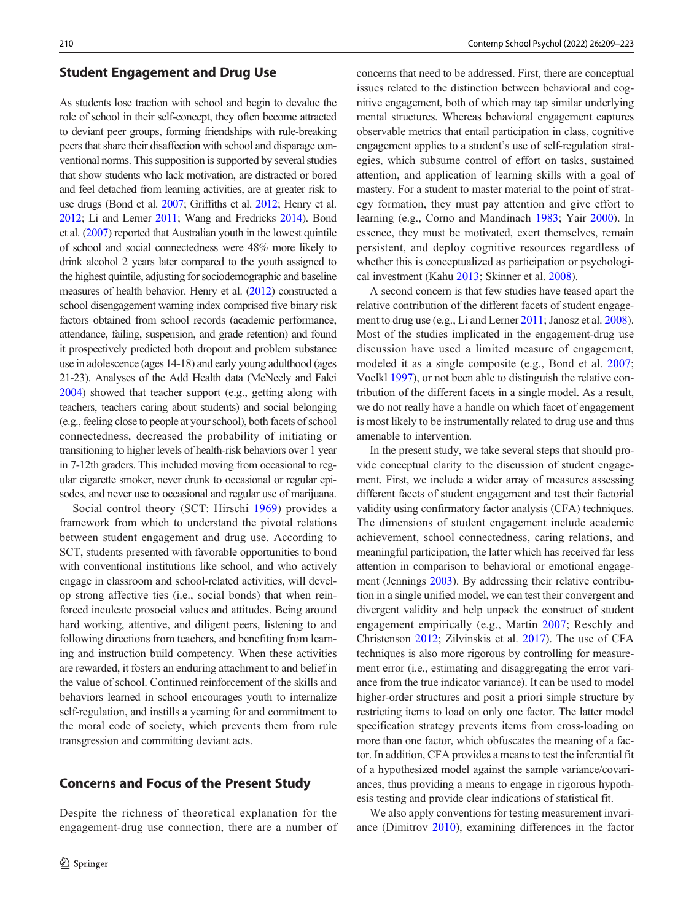## Student Engagement and Drug Use

As students lose traction with school and begin to devalue the role of school in their self-concept, they often become attracted to deviant peer groups, forming friendships with rule-breaking peers that share their disaffection with school and disparage conventional norms. This supposition is supported by several studies that show students who lack motivation, are distracted or bored and feel detached from learning activities, are at greater risk to use drugs (Bond et al. 2007; Griffiths et al. 2012; Henry et al. 2012; Li and Lerner 2011; Wang and Fredricks 2014). Bond et al. (2007) reported that Australian youth in the lowest quintile of school and social connectedness were 48% more likely to drink alcohol 2 years later compared to the youth assigned to the highest quintile, adjusting for sociodemographic and baseline measures of health behavior. Henry et al. (2012) constructed a school disengagement warning index comprised five binary risk factors obtained from school records (academic performance, attendance, failing, suspension, and grade retention) and found it prospectively predicted both dropout and problem substance use in adolescence (ages 14-18) and early young adulthood (ages 21-23). Analyses of the Add Health data (McNeely and Falci 2004) showed that teacher support (e.g., getting along with teachers, teachers caring about students) and social belonging (e.g., feeling close to people at your school), both facets of school connectedness, decreased the probability of initiating or transitioning to higher levels of health-risk behaviors over 1 year in 7-12th graders. This included moving from occasional to regular cigarette smoker, never drunk to occasional or regular episodes, and never use to occasional and regular use of marijuana.

Social control theory (SCT: Hirschi 1969) provides a framework from which to understand the pivotal relations between student engagement and drug use. According to SCT, students presented with favorable opportunities to bond with conventional institutions like school, and who actively engage in classroom and school-related activities, will develop strong affective ties (i.e., social bonds) that when reinforced inculcate prosocial values and attitudes. Being around hard working, attentive, and diligent peers, listening to and following directions from teachers, and benefiting from learning and instruction build competency. When these activities are rewarded, it fosters an enduring attachment to and belief in the value of school. Continued reinforcement of the skills and behaviors learned in school encourages youth to internalize self-regulation, and instills a yearning for and commitment to the moral code of society, which prevents them from rule transgression and committing deviant acts.

## Concerns and Focus of the Present Study

Despite the richness of theoretical explanation for the engagement-drug use connection, there are a number of concerns that need to be addressed. First, there are conceptual issues related to the distinction between behavioral and cognitive engagement, both of which may tap similar underlying mental structures. Whereas behavioral engagement captures observable metrics that entail participation in class, cognitive engagement applies to a student's use of self-regulation strategies, which subsume control of effort on tasks, sustained attention, and application of learning skills with a goal of mastery. For a student to master material to the point of strategy formation, they must pay attention and give effort to learning (e.g., Corno and Mandinach 1983; Yair 2000). In essence, they must be motivated, exert themselves, remain persistent, and deploy cognitive resources regardless of whether this is conceptualized as participation or psychological investment (Kahu 2013; Skinner et al. 2008).

A second concern is that few studies have teased apart the relative contribution of the different facets of student engagement to drug use (e.g., Li and Lerner 2011; Janosz et al. 2008). Most of the studies implicated in the engagement-drug use discussion have used a limited measure of engagement, modeled it as a single composite (e.g., Bond et al. 2007; Voelkl 1997), or not been able to distinguish the relative contribution of the different facets in a single model. As a result, we do not really have a handle on which facet of engagement is most likely to be instrumentally related to drug use and thus amenable to intervention.

In the present study, we take several steps that should provide conceptual clarity to the discussion of student engagement. First, we include a wider array of measures assessing different facets of student engagement and test their factorial validity using confirmatory factor analysis (CFA) techniques. The dimensions of student engagement include academic achievement, school connectedness, caring relations, and meaningful participation, the latter which has received far less attention in comparison to behavioral or emotional engagement (Jennings 2003). By addressing their relative contribution in a single unified model, we can test their convergent and divergent validity and help unpack the construct of student engagement empirically (e.g., Martin 2007; Reschly and Christenson 2012; Zilvinskis et al. 2017). The use of CFA techniques is also more rigorous by controlling for measurement error (i.e., estimating and disaggregating the error variance from the true indicator variance). It can be used to model higher-order structures and posit a priori simple structure by restricting items to load on only one factor. The latter model specification strategy prevents items from cross-loading on more than one factor, which obfuscates the meaning of a factor. In addition, CFA provides a means to test the inferential fit of a hypothesized model against the sample variance/covariances, thus providing a means to engage in rigorous hypothesis testing and provide clear indications of statistical fit.

We also apply conventions for testing measurement invariance (Dimitrov 2010), examining differences in the factor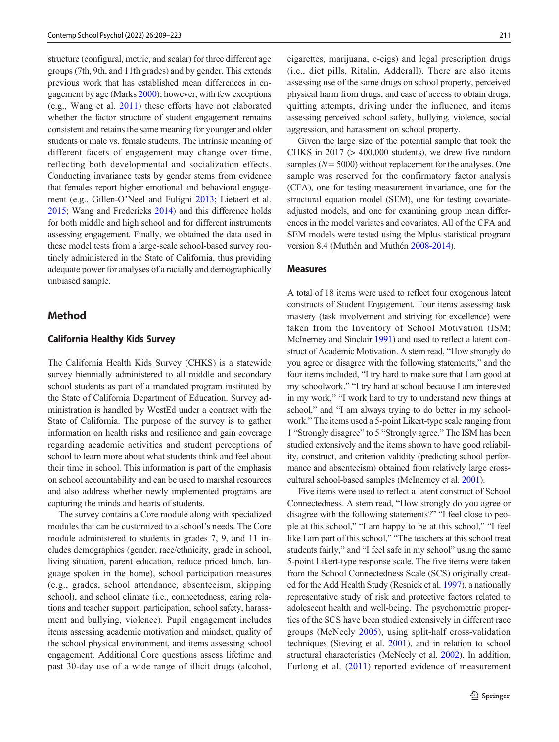structure (configural, metric, and scalar) for three different age groups (7th, 9th, and 11th grades) and by gender. This extends previous work that has established mean differences in engagement by age (Marks 2000); however, with few exceptions (e.g., Wang et al. 2011) these efforts have not elaborated whether the factor structure of student engagement remains consistent and retains the same meaning for younger and older students or male vs. female students. The intrinsic meaning of different facets of engagement may change over time, reflecting both developmental and socialization effects. Conducting invariance tests by gender stems from evidence that females report higher emotional and behavioral engagement (e.g., Gillen-O'Neel and Fuligni 2013; Lietaert et al. 2015; Wang and Fredericks 2014) and this difference holds for both middle and high school and for different instruments assessing engagement. Finally, we obtained the data used in these model tests from a large-scale school-based survey routinely administered in the State of California, thus providing adequate power for analyses of a racially and demographically unbiased sample.

## Method

### California Healthy Kids Survey

The California Health Kids Survey (CHKS) is a statewide survey biennially administered to all middle and secondary school students as part of a mandated program instituted by the State of California Department of Education. Survey administration is handled by WestEd under a contract with the State of California. The purpose of the survey is to gather information on health risks and resilience and gain coverage regarding academic activities and student perceptions of school to learn more about what students think and feel about their time in school. This information is part of the emphasis on school accountability and can be used to marshal resources and also address whether newly implemented programs are capturing the minds and hearts of students.

The survey contains a Core module along with specialized modules that can be customized to a school's needs. The Core module administered to students in grades 7, 9, and 11 includes demographics (gender, race/ethnicity, grade in school, living situation, parent education, reduce priced lunch, language spoken in the home), school participation measures (e.g., grades, school attendance, absenteeism, skipping school), and school climate (i.e., connectedness, caring relations and teacher support, participation, school safety, harassment and bullying, violence). Pupil engagement includes items assessing academic motivation and mindset, quality of the school physical environment, and items assessing school engagement. Additional Core questions assess lifetime and past 30-day use of a wide range of illicit drugs (alcohol, cigarettes, marijuana, e-cigs) and legal prescription drugs (i.e., diet pills, Ritalin, Adderall). There are also items assessing use of the same drugs on school property, perceived physical harm from drugs, and ease of access to obtain drugs, quitting attempts, driving under the influence, and items assessing perceived school safety, bullying, violence, social aggression, and harassment on school property.

Given the large size of the potential sample that took the CHKS in 2017 (> 400,000 students), we drew five random samples ($N = 5000$) without replacement for the analyses. One sample was reserved for the confirmatory factor analysis (CFA), one for testing measurement invariance, one for the structural equation model (SEM), one for testing covariate-adjusted models, and one for examining group mean differences in the model variates and covariates. All of the CFA and SEM models were tested using the Mplus statistical program version 8.4 (Muthén and Muthén 2008-2014).

### Measures

A total of 18 items were used to reflect four exogenous latent constructs of Student Engagement. Four items assessing task mastery (task involvement and striving for excellence) were taken from the Inventory of School Motivation (ISM; McInerney and Sinclair 1991) and used to reflect a latent construct of Academic Motivation. A stem read, "How strongly do you agree or disagree with the following statements," and the four items included, "I try hard to make sure that I am good at my schoolwork," "I try hard at school because I am interested in my work," "I work hard to try to understand new things at school," and "I am always trying to do better in my schoolwork." The items used a 5-point Likert-type scale ranging from 1 "Strongly disagree" to 5 "Strongly agree." The ISM has been studied extensively and the items shown to have good reliability, construct, and criterion validity (predicting school performance and absenteeism) obtained from relatively large cross-cultural school-based samples (McInerney et al. 2001).

Five items were used to reflect a latent construct of School Connectedness. A stem read, "How strongly do you agree or disagree with the following statements?" "I feel close to people at this school," "I am happy to be at this school," "I feel like I am part of this school," "The teachers at this school treat students fairly," and "I feel safe in my school" using the same 5-point Likert-type response scale. The five items were taken from the School Connectedness Scale (SCS) originally created for the Add Health Study (Resnick et al. 1997), a nationally representative study of risk and protective factors related to adolescent health and well-being. The psychometric properties of the SCS have been studied extensively in different race groups (McNeely 2005), using split-half cross-validation techniques (Sieving et al. 2001), and in relation to school structural characteristics (McNeely et al. 2002). In addition, Furlong et al. (2011) reported evidence of measurement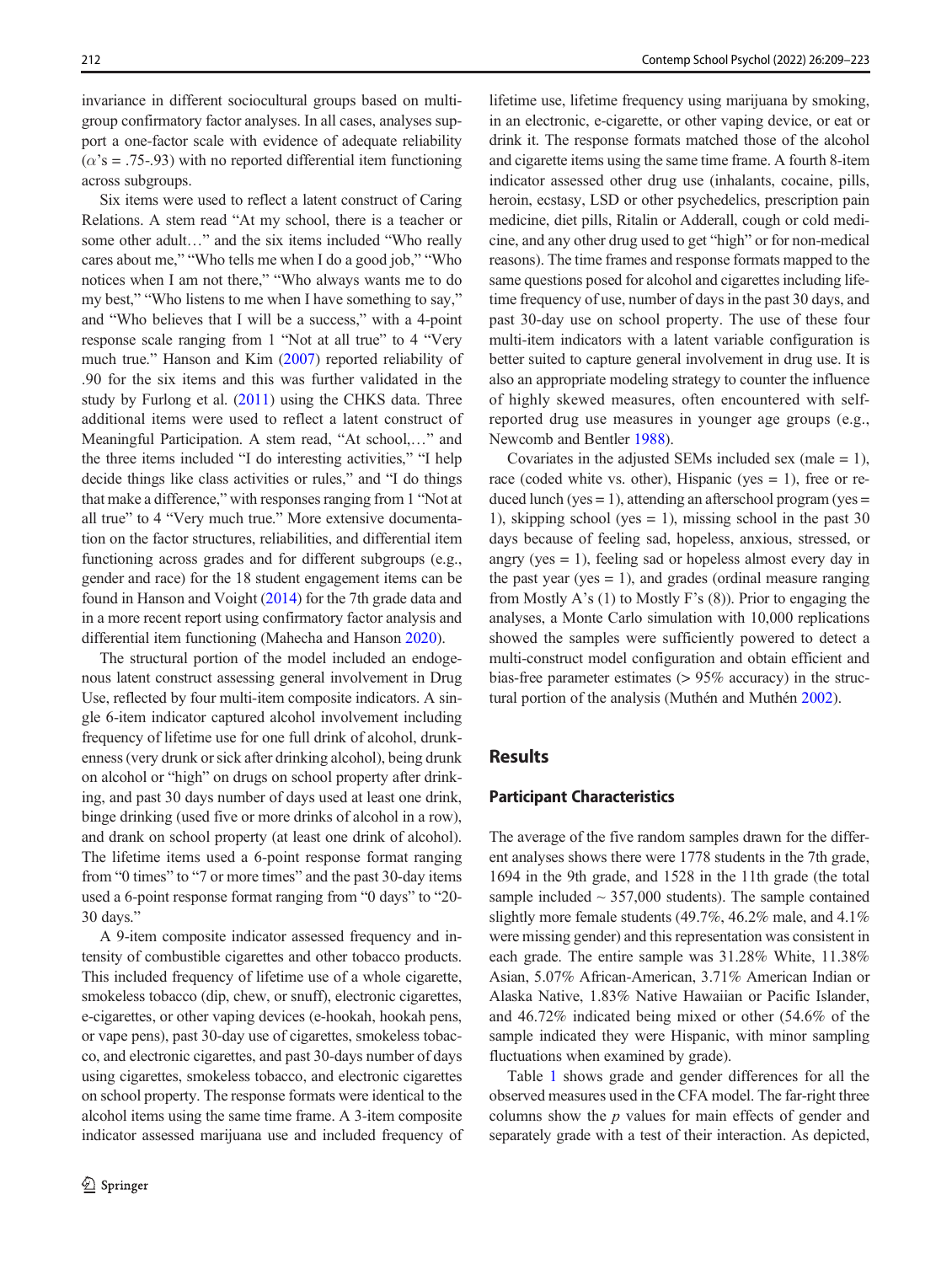invariance in different sociocultural groups based on multi-group confirmatory factor analyses. In all cases, analyses support a one-factor scale with evidence of adequate reliability ($\alpha$'s = .75-.93) with no reported differential item functioning across subgroups.

Six items were used to reflect a latent construct of Caring Relations. A stem read "At my school, there is a teacher or some other adult…" and the six items included "Who really cares about me," "Who tells me when I do a good job," "Who notices when I am not there," "Who always wants me to do my best," "Who listens to me when I have something to say," and "Who believes that I will be a success," with a 4-point response scale ranging from 1 "Not at all true" to 4 "Very much true." Hanson and Kim (2007) reported reliability of .90 for the six items and this was further validated in the study by Furlong et al. (2011) using the CHKS data. Three additional items were used to reflect a latent construct of Meaningful Participation. A stem read, "At school,…" and the three items included "I do interesting activities," "I help decide things like class activities or rules," and "I do things that make a difference," with responses ranging from 1 "Not at all true" to 4 "Very much true." More extensive documentation on the factor structures, reliabilities, and differential item functioning across grades and for different subgroups (e.g., gender and race) for the 18 student engagement items can be found in Hanson and Voight (2014) for the 7th grade data and in a more recent report using confirmatory factor analysis and differential item functioning (Mahecha and Hanson 2020).

The structural portion of the model included an endogenous latent construct assessing general involvement in Drug Use, reflected by four multi-item composite indicators. A single 6-item indicator captured alcohol involvement including frequency of lifetime use for one full drink of alcohol, drunkenness (very drunk or sick after drinking alcohol), being drunk on alcohol or "high" on drugs on school property after drinking, and past 30 days number of days used at least one drink, binge drinking (used five or more drinks of alcohol in a row), and drank on school property (at least one drink of alcohol). The lifetime items used a 6-point response format ranging from "0 times" to "7 or more times" and the past 30-day items used a 6-point response format ranging from "0 days" to "20-30 days."

A 9-item composite indicator assessed frequency and intensity of combustible cigarettes and other tobacco products. This included frequency of lifetime use of a whole cigarette, smokeless tobacco (dip, chew, or snuff), electronic cigarettes, e-cigarettes, or other vaping devices (e-hookah, hookah pens, or vape pens), past 30-day use of cigarettes, smokeless tobacco, and electronic cigarettes, and past 30-days number of days using cigarettes, smokeless tobacco, and electronic cigarettes on school property. The response formats were identical to the alcohol items using the same time frame. A 3-item composite indicator assessed marijuana use and included frequency of lifetime use, lifetime frequency using marijuana by smoking, in an electronic, e-cigarette, or other vaping device, or eat or drink it. The response formats matched those of the alcohol and cigarette items using the same time frame. A fourth 8-item indicator assessed other drug use (inhalants, cocaine, pills, heroin, ecstasy, LSD or other psychedelics, prescription pain medicine, diet pills, Ritalin or Adderall, cough or cold medicine, and any other drug used to get "high" or for non-medical reasons). The time frames and response formats mapped to the same questions posed for alcohol and cigarettes including lifetime frequency of use, number of days in the past 30 days, and past 30-day use on school property. The use of these four multi-item indicators with a latent variable configuration is better suited to capture general involvement in drug use. It is also an appropriate modeling strategy to counter the influence of highly skewed measures, often encountered with self-reported drug use measures in younger age groups (e.g., Newcomb and Bentler 1988).

Covariates in the adjusted SEMs included sex (male = 1), race (coded white vs. other), Hispanic (yes = 1), free or reduced lunch (yes = 1), attending an afterschool program (yes = 1), skipping school (yes = 1), missing school in the past 30 days because of feeling sad, hopeless, anxious, stressed, or angry (yes = 1), feeling sad or hopeless almost every day in the past year (yes = 1), and grades (ordinal measure ranging from Mostly A's (1) to Mostly F's (8)). Prior to engaging the analyses, a Monte Carlo simulation with 10,000 replications showed the samples were sufficiently powered to detect a multi-construct model configuration and obtain efficient and bias-free parameter estimates (> 95% accuracy) in the structural portion of the analysis (Muthén and Muthén 2002).

## Results

### Participant Characteristics

The average of the five random samples drawn for the different analyses shows there were 1778 students in the 7th grade, 1694 in the 9th grade, and 1528 in the 11th grade (the total sample included ~ 357,000 students). The sample contained slightly more female students (49.7%, 46.2% male, and 4.1% were missing gender) and this representation was consistent in each grade. The entire sample was 31.28% White, 11.38% Asian, 5.07% African-American, 3.71% American Indian or Alaska Native, 1.83% Native Hawaiian or Pacific Islander, and 46.72% indicated being mixed or other (54.6% of the sample indicated they were Hispanic, with minor sampling fluctuations when examined by grade).

Table 1 shows grade and gender differences for all the observed measures used in the CFA model. The far-right three columns show the $p$ values for main effects of gender and separately grade with a test of their interaction. As depicted,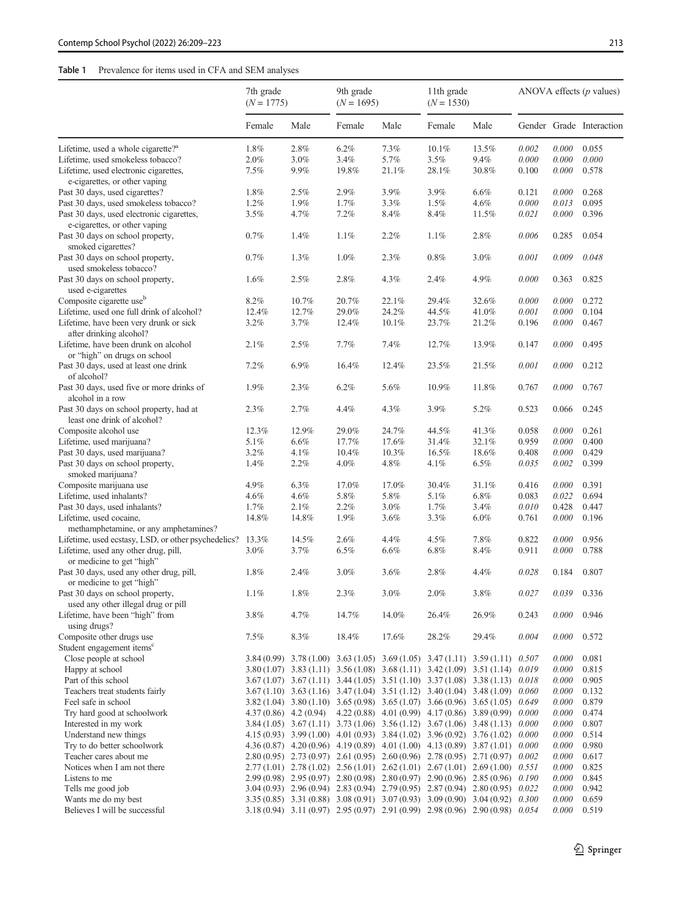**Table 1** Prevalence for items used in CFA and SEM analyses

| | 7th grade ($N = 1775$) | | 9th grade ($N = 1695$) | | 11th grade ($N = 1530$) | | ANOVA effects ($p$ values) | | |
|---|---|---|---|---|---|---|---|---|---|
| | Female | Male | Female | Male | Female | Male | Gender | Grade | Interaction |
| Lifetime, used a whole cigarette?[a] | 1.8% | 2.8% | 6.2% | 7.3% | 10.1% | 13.5% | *0.002* | *0.000* | 0.055 |
| Lifetime, used smokeless tobacco? | 2.0% | 3.0% | 3.4% | 5.7% | 3.5% | 9.4% | *0.000* | *0.000* | *0.000* |
| Lifetime, used electronic cigarettes, e-cigarettes, or other vaping | 7.5% | 9.9% | 19.8% | 21.1% | 28.1% | 30.8% | 0.100 | *0.000* | 0.578 |
| Past 30 days, used cigarettes? | 1.8% | 2.5% | 2.9% | 3.9% | 3.9% | 6.6% | 0.121 | *0.000* | 0.268 |
| Past 30 days, used smokeless tobacco? | 1.2% | 1.9% | 1.7% | 3.3% | 1.5% | 4.6% | *0.000* | *0.013* | 0.095 |
| Past 30 days, used electronic cigarettes, e-cigarettes, or other vaping | 3.5% | 4.7% | 7.2% | 8.4% | 8.4% | 11.5% | *0.021* | *0.000* | 0.396 |
| Past 30 days on school property, smoked cigarettes? | 0.7% | 1.4% | 1.1% | 2.2% | 1.1% | 2.8% | *0.006* | 0.285 | 0.054 |
| Past 30 days on school property, used smokeless tobacco? | 0.7% | 1.3% | 1.0% | 2.3% | 0.8% | 3.0% | *0.001* | *0.009* | *0.048* |
| Past 30 days on school property, used e-cigarettes | 1.6% | 2.5% | 2.8% | 4.3% | 2.4% | 4.9% | *0.000* | 0.363 | 0.825 |
| Composite cigarette use[b] | 8.2% | 10.7% | 20.7% | 22.1% | 29.4% | 32.6% | *0.000* | *0.000* | 0.272 |
| Lifetime, used one full drink of alcohol? | 12.4% | 12.7% | 29.0% | 24.2% | 44.5% | 41.0% | *0.001* | *0.000* | 0.104 |
| Lifetime, have been very drunk or sick after drinking alcohol? | 3.2% | 3.7% | 12.4% | 10.1% | 23.7% | 21.2% | 0.196 | *0.000* | 0.467 |
| Lifetime, have been drunk on alcohol or "high" on drugs on school | 2.1% | 2.5% | 7.7% | 7.4% | 12.7% | 13.9% | 0.147 | *0.000* | 0.495 |
| Past 30 days, used at least one drink of alcohol? | 7.2% | 6.9% | 16.4% | 12.4% | 23.5% | 21.5% | *0.001* | *0.000* | 0.212 |
| Past 30 days, used five or more drinks of alcohol in a row | 1.9% | 2.3% | 6.2% | 5.6% | 10.9% | 11.8% | 0.767 | *0.000* | 0.767 |
| Past 30 days on school property, had at least one drink of alcohol? | 2.3% | 2.7% | 4.4% | 4.3% | 3.9% | 5.2% | 0.523 | 0.066 | 0.245 |
| Composite alcohol use | 12.3% | 12.9% | 29.0% | 24.7% | 44.5% | 41.3% | 0.058 | *0.000* | 0.261 |
| Lifetime, used marijuana? | 5.1% | 6.6% | 17.7% | 17.6% | 31.4% | 32.1% | 0.959 | *0.000* | 0.400 |
| Past 30 days, used marijuana? | 3.2% | 4.1% | 10.4% | 10.3% | 16.5% | 18.6% | 0.408 | *0.000* | 0.429 |
| Past 30 days on school property, smoked marijuana? | 1.4% | 2.2% | 4.0% | 4.8% | 4.1% | 6.5% | *0.035* | *0.002* | 0.399 |
| Composite marijuana use | 4.9% | 6.3% | 17.0% | 17.0% | 30.4% | 31.1% | 0.416 | *0.000* | 0.391 |
| Lifetime, used inhalants? | 4.6% | 4.6% | 5.8% | 5.8% | 5.1% | 6.8% | 0.083 | *0.022* | 0.694 |
| Past 30 days, used inhalants? | 1.7% | 2.1% | 2.2% | 3.0% | 1.7% | 3.4% | *0.010* | 0.428 | 0.447 |
| Lifetime, used cocaine, methamphetamine, or any amphetamines? | 14.8% | 14.8% | 1.9% | 3.6% | 3.3% | 6.0% | 0.761 | *0.000* | 0.196 |
| Lifetime, used ecstasy, LSD, or other psychedelics? | 13.3% | 14.5% | 2.6% | 4.4% | 4.5% | 7.8% | 0.822 | *0.000* | 0.956 |
| Lifetime, used any other drug, pill, or medicine to get "high" | 3.0% | 3.7% | 6.5% | 6.6% | 6.8% | 8.4% | 0.911 | *0.000* | 0.788 |
| Past 30 days, used any other drug, pill, or medicine to get "high" | 1.8% | 2.4% | 3.0% | 3.6% | 2.8% | 4.4% | *0.028* | 0.184 | 0.807 |
| Past 30 days on school property, used any other illegal drug or pill | 1.1% | 1.8% | 2.3% | 3.0% | 2.0% | 3.8% | *0.027* | *0.039* | 0.336 |
| Lifetime, have been "high" from using drugs? | 3.8% | 4.7% | 14.7% | 14.0% | 26.4% | 26.9% | 0.243 | *0.000* | 0.946 |
| Composite other drugs use | 7.5% | 8.3% | 18.4% | 17.6% | 28.2% | 29.4% | *0.004* | *0.000* | 0.572 |
| Student engagement items[c] | | | | | | | | | |
| Close people at school | 3.84 (0.99) | 3.78 (1.00) | 3.63 (1.05) | 3.69 (1.05) | 3.47 (1.11) | 3.59 (1.11) | *0.507* | *0.000* | 0.081 |
| Happy at school | 3.80 (1.07) | 3.83 (1.11) | 3.56 (1.08) | 3.68 (1.11) | 3.42 (1.09) | 3.51 (1.14) | *0.019* | *0.000* | 0.815 |
| Part of this school | 3.67 (1.07) | 3.67 (1.11) | 3.44 (1.05) | 3.51 (1.10) | 3.37 (1.08) | 3.38 (1.13) | *0.018* | *0.000* | 0.905 |
| Teachers treat students fairly | 3.67 (1.10) | 3.63 (1.16) | 3.47 (1.04) | 3.51 (1.12) | 3.40 (1.04) | 3.48 (1.09) | *0.060* | *0.000* | 0.132 |
| Feel safe in school | 3.82 (1.04) | 3.80 (1.10) | 3.65 (0.98) | 3.65 (1.07) | 3.66 (0.96) | 3.65 (1.05) | *0.649* | *0.000* | 0.879 |
| Try hard good at schoolwork | 4.37 (0.86) | 4.2 (0.94) | 4.22 (0.88) | 4.01 (0.99) | 4.17 (0.86) | 3.89 (0.99) | *0.000* | *0.000* | 0.474 |
| Interested in my work | 3.84 (1.05) | 3.67 (1.11) | 3.73 (1.06) | 3.56 (1.12) | 3.67 (1.06) | 3.48 (1.13) | *0.000* | *0.000* | 0.807 |
| Understand new things | 4.15 (0.93) | 3.99 (1.00) | 4.01 (0.93) | 3.84 (1.02) | 3.96 (0.92) | 3.76 (1.02) | *0.000* | *0.000* | 0.514 |
| Try to do better schoolwork | 4.36 (0.87) | 4.20 (0.96) | 4.19 (0.89) | 4.01 (1.00) | 4.13 (0.89) | 3.87 (1.01) | *0.000* | *0.000* | 0.980 |
| Teacher cares about me | 2.80 (0.95) | 2.73 (0.97) | 2.61 (0.95) | 2.60 (0.96) | 2.78 (0.95) | 2.71 (0.97) | *0.002* | *0.000* | 0.617 |
| Notices when I am not there | 2.77 (1.01) | 2.78 (1.02) | 2.56 (1.01) | 2.62 (1.01) | 2.67 (1.01) | 2.69 (1.00) | *0.551* | *0.000* | 0.825 |
| Listens to me | 2.99 (0.98) | 2.95 (0.97) | 2.80 (0.98) | 2.80 (0.97) | 2.90 (0.96) | 2.85 (0.96) | *0.190* | *0.000* | 0.845 |
| Tells me good job | 3.04 (0.93) | 2.96 (0.94) | 2.83 (0.94) | 2.79 (0.95) | 2.87 (0.94) | 2.80 (0.95) | *0.022* | *0.000* | 0.942 |
| Wants me do my best | 3.35 (0.85) | 3.31 (0.88) | 3.08 (0.91) | 3.07 (0.93) | 3.09 (0.90) | 3.04 (0.92) | *0.300* | *0.000* | 0.659 |
| Believes I will be successful | 3.18 (0.94) | 3.11 (0.97) | 2.95 (0.97) | 2.91 (0.99) | 2.98 (0.96) | 2.90 (0.98) | *0.054* | *0.000* | 0.519 |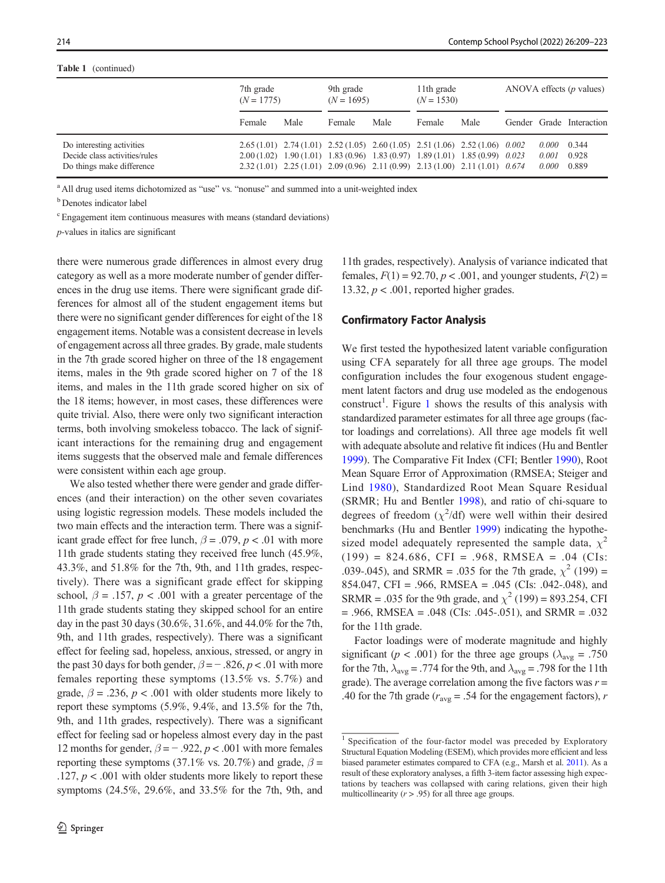**Table 1** (continued)

| | 7th grade ($N = 1775$) | | 9th grade ($N = 1695$) | | 11th grade ($N = 1530$) | | ANOVA effects ($p$ values) | | |
|---|---|---|---|---|---|---|---|---|---|
| | Female | Male | Female | Male | Female | Male | Gender | Grade | Interaction |
| Do interesting activities | 2.65 (1.01) | 2.74 (1.01) | 2.52 (1.05) | 2.60 (1.05) | 2.51 (1.06) | 2.52 (1.06) | *0.002* | *0.000* | 0.344 |
| Decide class activities/rules | 2.00 (1.02) | 1.90 (1.01) | 1.83 (0.96) | 1.83 (0.97) | 1.89 (1.01) | 1.85 (0.99) | *0.023* | *0.001* | 0.928 |
| Do things make difference | 2.32 (1.01) | 2.25 (1.01) | 2.09 (0.96) | 2.11 (0.99) | 2.13 (1.00) | 2.11 (1.01) | *0.674* | *0.000* | 0.889 |

[a] All drug used items dichotomized as "use" vs. "nonuse" and summed into a unit-weighted index

[b] Denotes indicator label

[c] Engagement item continuous measures with means (standard deviations)

$p$-values in italics are significant

there were numerous grade differences in almost every drug category as well as a more moderate number of gender differences in the drug use items. There were significant grade differences for almost all of the student engagement items but there were no significant gender differences for eight of the 18 engagement items. Notable was a consistent decrease in levels of engagement across all three grades. By grade, male students in the 7th grade scored higher on three of the 18 engagement items, males in the 9th grade scored higher on 7 of the 18 items, and males in the 11th grade scored higher on six of the 18 items; however, in most cases, these differences were quite trivial. Also, there were only two significant interaction terms, both involving smokeless tobacco. The lack of significant interactions for the remaining drug and engagement items suggests that the observed male and female differences were consistent within each age group.

We also tested whether there were gender and grade differences (and their interaction) on the other seven covariates using logistic regression models. These models included the two main effects and the interaction term. There was a significant grade effect for free lunch, $\beta = .079$, $p < .01$ with more 11th grade students stating they received free lunch (45.9%, 43.3%, and 51.8% for the 7th, 9th, and 11th grades, respectively). There was a significant grade effect for skipping school, $\beta = .157$, $p < .001$ with a greater percentage of the 11th grade students stating they skipped school for an entire day in the past 30 days (30.6%, 31.6%, and 44.0% for the 7th, 9th, and 11th grades, respectively). There was a significant effect for feeling sad, hopeless, anxious, stressed, or angry in the past 30 days for both gender, $\beta = -.826$, $p < .01$ with more females reporting these symptoms (13.5% vs. 5.7%) and grade, $\beta = .236$, $p < .001$ with older students more likely to report these symptoms (5.9%, 9.4%, and 13.5% for the 7th, 9th, and 11th grades, respectively). There was a significant effect for feeling sad or hopeless almost every day in the past 12 months for gender, $\beta = -.922$, $p < .001$ with more females reporting these symptoms (37.1% vs. 20.7%) and grade, $\beta = .127$, $p < .001$ with older students more likely to report these symptoms (24.5%, 29.6%, and 33.5% for the 7th, 9th, and 11th grades, respectively). Analysis of variance indicated that females, $F(1) = 92.70$, $p < .001$, and younger students, $F(2) = 13.32$, $p < .001$, reported higher grades.

## Confirmatory Factor Analysis

We first tested the hypothesized latent variable configuration using CFA separately for all three age groups. The model configuration includes the four exogenous student engagement latent factors and drug use modeled as the endogenous construct[1]. Figure 1 shows the results of this analysis with standardized parameter estimates for all three age groups (factor loadings and correlations). All three age models fit well with adequate absolute and relative fit indices (Hu and Bentler 1999). The Comparative Fit Index (CFI; Bentler 1990), Root Mean Square Error of Approximation (RMSEA; Steiger and Lind 1980), Standardized Root Mean Square Residual (SRMR; Hu and Bentler 1998), and ratio of chi-square to degrees of freedom ($\chi^2$/df) were well within their desired benchmarks (Hu and Bentler 1999) indicating the hypothesized model adequately represented the sample data, $\chi^2$ (199) = 824.686, CFI = .968, RMSEA = .04 (CIs: .039-.045), and SRMR = .035 for the 7th grade, $\chi^2$ (199) = 854.047, CFI = .966, RMSEA = .045 (CIs: .042-.048), and SRMR = .035 for the 9th grade, and $\chi^2$ (199) = 893.254, CFI = .966, RMSEA = .048 (CIs: .045-.051), and SRMR = .032 for the 11th grade.

Factor loadings were of moderate magnitude and highly significant ($p < .001$) for the three age groups ($\lambda_{avg} = .750$ for the 7th, $\lambda_{avg} = .774$ for the 9th, and $\lambda_{avg} = .798$ for the 11th grade). The average correlation among the five factors was $r = .40$ for the 7th grade ($r_{avg} = .54$ for the engagement factors), $r$

[1] Specification of the four-factor model was preceded by Exploratory Structural Equation Modeling (ESEM), which provides more efficient and less biased parameter estimates compared to CFA (e.g., Marsh et al. 2011). As a result of these exploratory analyses, a fifth 3-item factor assessing high expectations by teachers was collapsed with caring relations, given their high multicollinearity ($r > .95$) for all three age groups.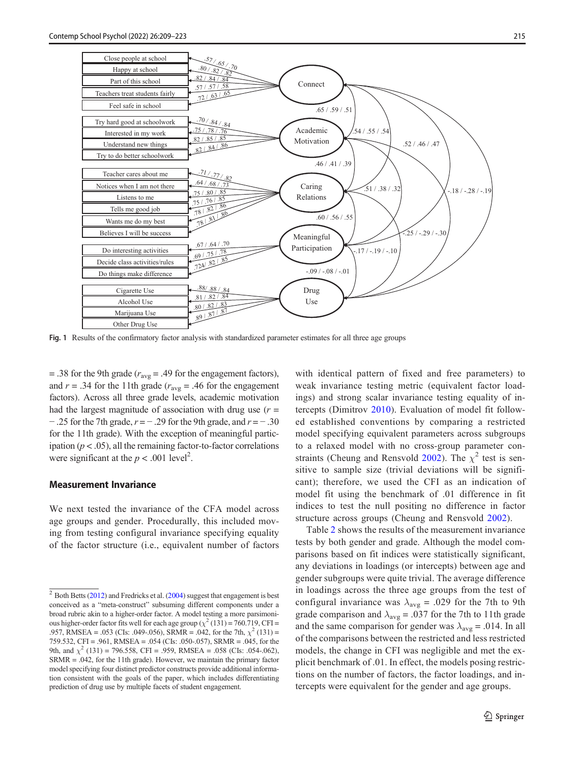Fig. 1 Results of the confirmatory factor analysis with standardized parameter estimates for all three age groups

= .38 for the 9th grade ($r_{avg}$ = .49 for the engagement factors), and $r$ = .34 for the 11th grade ($r_{avg}$ = .46 for the engagement factors). Across all three grade levels, academic motivation had the largest magnitude of association with drug use ($r$ = − .25 for the 7th grade, $r$ = − .29 for the 9th grade, and $r$ = − .30 for the 11th grade). With the exception of meaningful participation ($p < .05$), all the remaining factor-to-factor correlations were significant at the $p < .001$ level[2].

## Measurement Invariance

We next tested the invariance of the CFA model across age groups and gender. Procedurally, this included moving from testing configural invariance specifying equality of the factor structure (i.e., equivalent number of factors with identical pattern of fixed and free parameters) to weak invariance testing metric (equivalent factor loadings) and strong scalar invariance testing equality of intercepts (Dimitrov 2010). Evaluation of model fit followed established conventions by comparing a restricted model specifying equivalent parameters across subgroups to a relaxed model with no cross-group parameter constraints (Cheung and Rensvold 2002). The $\chi^2$ test is sensitive to sample size (trivial deviations will be significant); therefore, we used the CFI as an indication of model fit using the benchmark of .01 difference in fit indices to test the null positing no difference in factor structure across groups (Cheung and Rensvold 2002).

Table 2 shows the results of the measurement invariance tests by both gender and grade. Although the model comparisons based on fit indices were statistically significant, any deviations in loadings (or intercepts) between age and gender subgroups were quite trivial. The average difference in loadings across the three age groups from the test of configural invariance was $\lambda_{avg}$ = .029 for the 7th to 9th grade comparison and $\lambda_{avg}$ = .037 for the 7th to 11th grade and the same comparison for gender was $\lambda_{avg}$ = .014. In all of the comparisons between the restricted and less restricted models, the change in CFI was negligible and met the explicit benchmark of .01. In effect, the models posing restrictions on the number of factors, the factor loadings, and intercepts were equivalent for the gender and age groups.

[2] Both Betts (2012) and Fredricks et al. (2004) suggest that engagement is best conceived as a "meta-construct" subsuming different components under a broad rubric akin to a higher-order factor. A model testing a more parsimonious higher-order factor fits well for each age group ($\chi^2$ (131) = 760.719, CFI = .957, RMSEA = .053 (CIs: .049-.056), SRMR = .042, for the 7th, $\chi^2$ (131) = 759.532, CFI = .961, RMSEA = .054 (CIs: .050-.057), SRMR = .045, for the 9th, and $\chi^2$ (131) = 796.558, CFI = .959, RMSEA = .058 (CIs: .054-.062), SRMR = .042, for the 11th grade). However, we maintain the primary factor model specifying four distinct predictor constructs provide additional information consistent with the goals of the paper, which includes differentiating prediction of drug use by multiple facets of student engagement.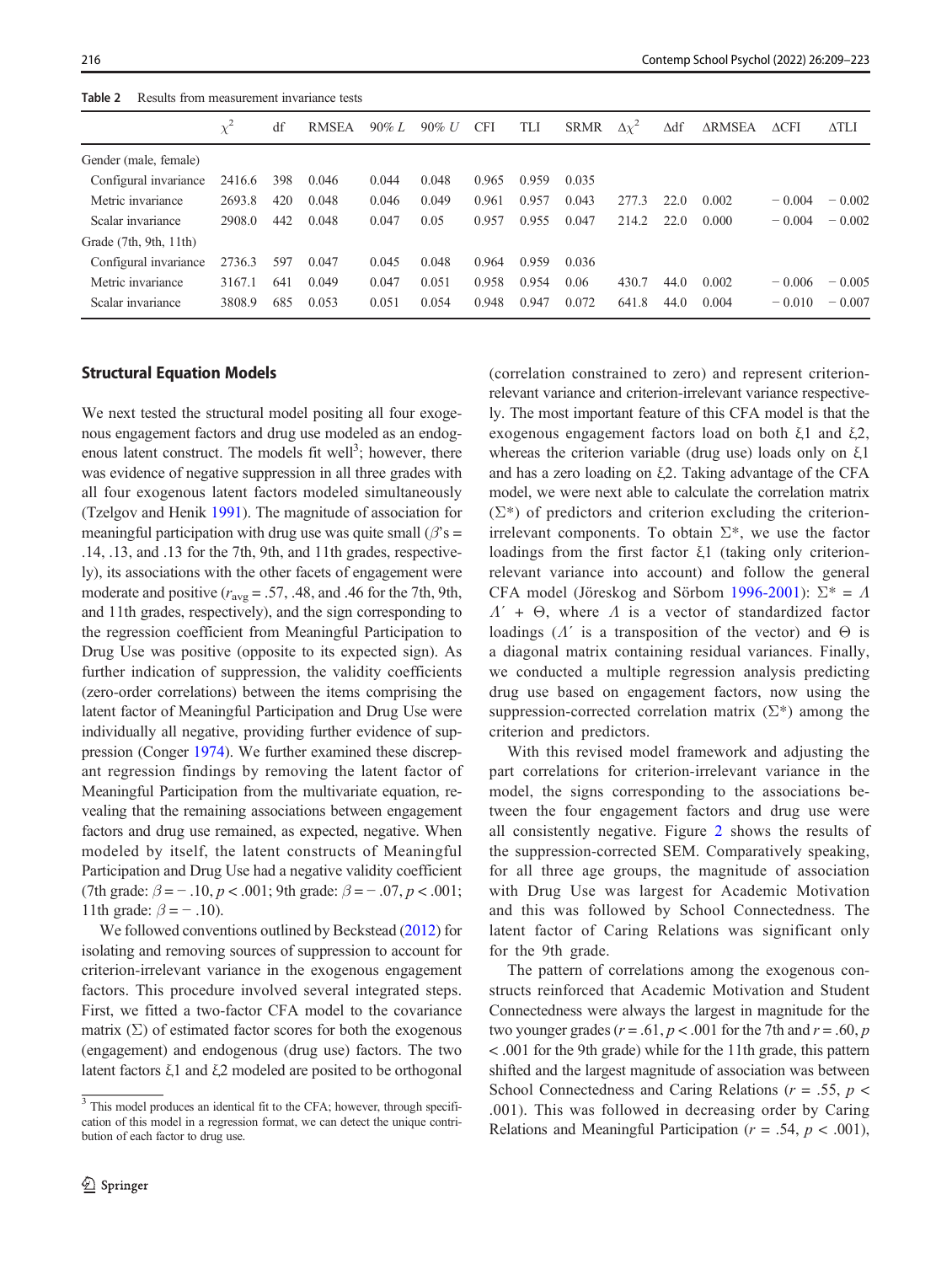**Table 2** Results from measurement invariance tests

| | $\chi^2$ | df | RMSEA | 90% *L* | 90% *U* | CFI | TLI | SRMR | $\Delta\chi^2$ | Δdf | ΔRMSEA | ΔCFI | ΔTLI |
|---|---|---|---|---|---|---|---|---|---|---|---|---|---|
| Gender (male, female) | | | | | | | | | | | | | |
| Configural invariance | 2416.6 | 398 | 0.046 | 0.044 | 0.048 | 0.965 | 0.959 | 0.035 | | | | | |
| Metric invariance | 2693.8 | 420 | 0.048 | 0.046 | 0.049 | 0.961 | 0.957 | 0.043 | 277.3 | 22.0 | 0.002 | − 0.004 | − 0.002 |
| Scalar invariance | 2908.0 | 442 | 0.048 | 0.047 | 0.05 | 0.957 | 0.955 | 0.047 | 214.2 | 22.0 | 0.000 | − 0.004 | − 0.002 |
| Grade (7th, 9th, 11th) | | | | | | | | | | | | | |
| Configural invariance | 2736.3 | 597 | 0.047 | 0.045 | 0.048 | 0.964 | 0.959 | 0.036 | | | | | |
| Metric invariance | 3167.1 | 641 | 0.049 | 0.047 | 0.051 | 0.958 | 0.954 | 0.06 | 430.7 | 44.0 | 0.002 | − 0.006 | − 0.005 |
| Scalar invariance | 3808.9 | 685 | 0.053 | 0.051 | 0.054 | 0.948 | 0.947 | 0.072 | 641.8 | 44.0 | 0.004 | − 0.010 | − 0.007 |

## Structural Equation Models

We next tested the structural model positing all four exogenous engagement factors and drug use modeled as an endogenous latent construct. The models fit well[3]; however, there was evidence of negative suppression in all three grades with all four exogenous latent factors modeled simultaneously (Tzelgov and Henik 1991). The magnitude of association for meaningful participation with drug use was quite small ($\beta$'s = .14, .13, and .13 for the 7th, 9th, and 11th grades, respectively), its associations with the other facets of engagement were moderate and positive ($r_{avg}$ = .57, .48, and .46 for the 7th, 9th, and 11th grades, respectively), and the sign corresponding to the regression coefficient from Meaningful Participation to Drug Use was positive (opposite to its expected sign). As further indication of suppression, the validity coefficients (zero-order correlations) between the items comprising the latent factor of Meaningful Participation and Drug Use were individually all negative, providing further evidence of suppression (Conger 1974). We further examined these discrepant regression findings by removing the latent factor of Meaningful Participation from the multivariate equation, revealing that the remaining associations between engagement factors and drug use remained, as expected, negative. When modeled by itself, the latent constructs of Meaningful Participation and Drug Use had a negative validity coefficient (7th grade: $\beta = -.10$, $p < .001$; 9th grade: $\beta = -.07$, $p < .001$; 11th grade: $\beta = -.10$).

We followed conventions outlined by Beckstead (2012) for isolating and removing sources of suppression to account for criterion-irrelevant variance in the exogenous engagement factors. This procedure involved several integrated steps. First, we fitted a two-factor CFA model to the covariance matrix ($\Sigma$) of estimated factor scores for both the exogenous (engagement) and endogenous (drug use) factors. The two latent factors $\xi 1$ and $\xi 2$ modeled are posited to be orthogonal (correlation constrained to zero) and represent criterion-relevant variance and criterion-irrelevant variance respectively. The most important feature of this CFA model is that the exogenous engagement factors load on both $\xi 1$ and $\xi 2$, whereas the criterion variable (drug use) loads only on $\xi 1$ and has a zero loading on $\xi 2$. Taking advantage of the CFA model, we were next able to calculate the correlation matrix ($\Sigma^*$) of predictors and criterion excluding the criterion-irrelevant components. To obtain $\Sigma^*$, we use the factor loadings from the first factor $\xi 1$ (taking only criterion-relevant variance into account) and follow the general CFA model (Jöreskog and Sörbom 1996-2001): $\Sigma^* = \Lambda \Lambda' + \Theta$, where $\Lambda$ is a vector of standardized factor loadings ($\Lambda'$ is a transposition of the vector) and $\Theta$ is a diagonal matrix containing residual variances. Finally, we conducted a multiple regression analysis predicting drug use based on engagement factors, now using the suppression-corrected correlation matrix ($\Sigma^*$) among the criterion and predictors.

With this revised model framework and adjusting the part correlations for criterion-irrelevant variance in the model, the signs corresponding to the associations between the four engagement factors and drug use were all consistently negative. Figure 2 shows the results of the suppression-corrected SEM. Comparatively speaking, for all three age groups, the magnitude of association with Drug Use was largest for Academic Motivation and this was followed by School Connectedness. The latent factor of Caring Relations was significant only for the 9th grade.

The pattern of correlations among the exogenous constructs reinforced that Academic Motivation and Student Connectedness were always the largest in magnitude for the two younger grades ($r = .61$, $p < .001$ for the 7th and $r = .60$, $p < .001$ for the 9th grade) while for the 11th grade, this pattern shifted and the largest magnitude of association was between School Connectedness and Caring Relations ($r = .55$, $p < .001$). This was followed in decreasing order by Caring Relations and Meaningful Participation ($r = .54$, $p < .001$),

[3] This model produces an identical fit to the CFA; however, through specification of this model in a regression format, we can detect the unique contribution of each factor to drug use.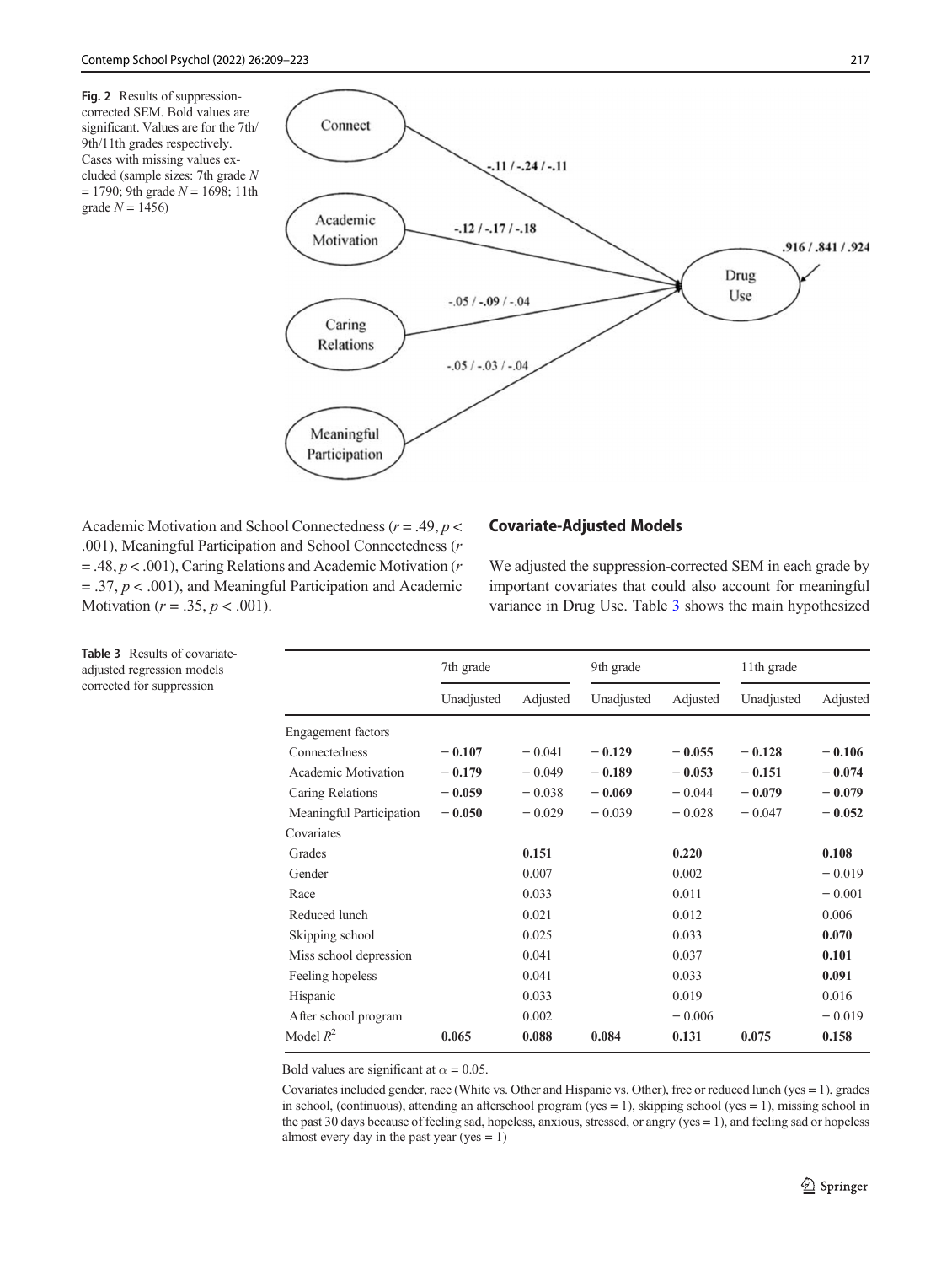**Fig. 2** Results of suppression-corrected SEM. Bold values are significant. Values are for the 7th/9th/11th grades respectively. Cases with missing values excluded (sample sizes: 7th grade $N = 1790$; 9th grade $N = 1698$; 11th grade $N = 1456$)

Academic Motivation and School Connectedness ($r = .49$, $p < .001$), Meaningful Participation and School Connectedness ($r = .48$, $p < .001$), Caring Relations and Academic Motivation ($r = .37$, $p < .001$), and Meaningful Participation and Academic Motivation ($r = .35$, $p < .001$).

## Covariate-Adjusted Models

We adjusted the suppression-corrected SEM in each grade by important covariates that could also account for meaningful variance in Drug Use. Table 3 shows the main hypothesized

**Table 3** Results of covariate-adjusted regression models corrected for suppression

| | 7th grade | | 9th grade | | 11th grade | |
|---|---|---|---|---|---|---|
| | Unadjusted | Adjusted | Unadjusted | Adjusted | Unadjusted | Adjusted |
| Engagement factors | | | | | | |
| Connectedness | **− 0.107** | − 0.041 | **− 0.129** | **− 0.055** | **− 0.128** | **− 0.106** |
| Academic Motivation | **− 0.179** | − 0.049 | **− 0.189** | **− 0.053** | **− 0.151** | **− 0.074** |
| Caring Relations | **− 0.059** | − 0.038 | **− 0.069** | − 0.044 | **− 0.079** | **− 0.079** |
| Meaningful Participation | **− 0.050** | − 0.029 | − 0.039 | − 0.028 | − 0.047 | **− 0.052** |
| Covariates | | | | | | |
| Grades | | **0.151** | | **0.220** | | **0.108** |
| Gender | | 0.007 | | 0.002 | | − 0.019 |
| Race | | 0.033 | | 0.011 | | − 0.001 |
| Reduced lunch | | 0.021 | | 0.012 | | 0.006 |
| Skipping school | | 0.025 | | 0.033 | | **0.070** |
| Miss school depression | | 0.041 | | 0.037 | | **0.101** |
| Feeling hopeless | | 0.041 | | 0.033 | | **0.091** |
| Hispanic | | 0.033 | | 0.019 | | 0.016 |
| After school program | | 0.002 | | − 0.006 | | − 0.019 |
| Model $R^2$ | **0.065** | **0.088** | **0.084** | **0.131** | **0.075** | **0.158** |

Bold values are significant at $\alpha = 0.05$.

Covariates included gender, race (White vs. Other and Hispanic vs. Other), free or reduced lunch (yes = 1), grades in school, (continuous), attending an afterschool program (yes = 1), skipping school (yes = 1), missing school in the past 30 days because of feeling sad, hopeless, anxious, stressed, or angry (yes = 1), and feeling sad or hopeless almost every day in the past year (yes = 1)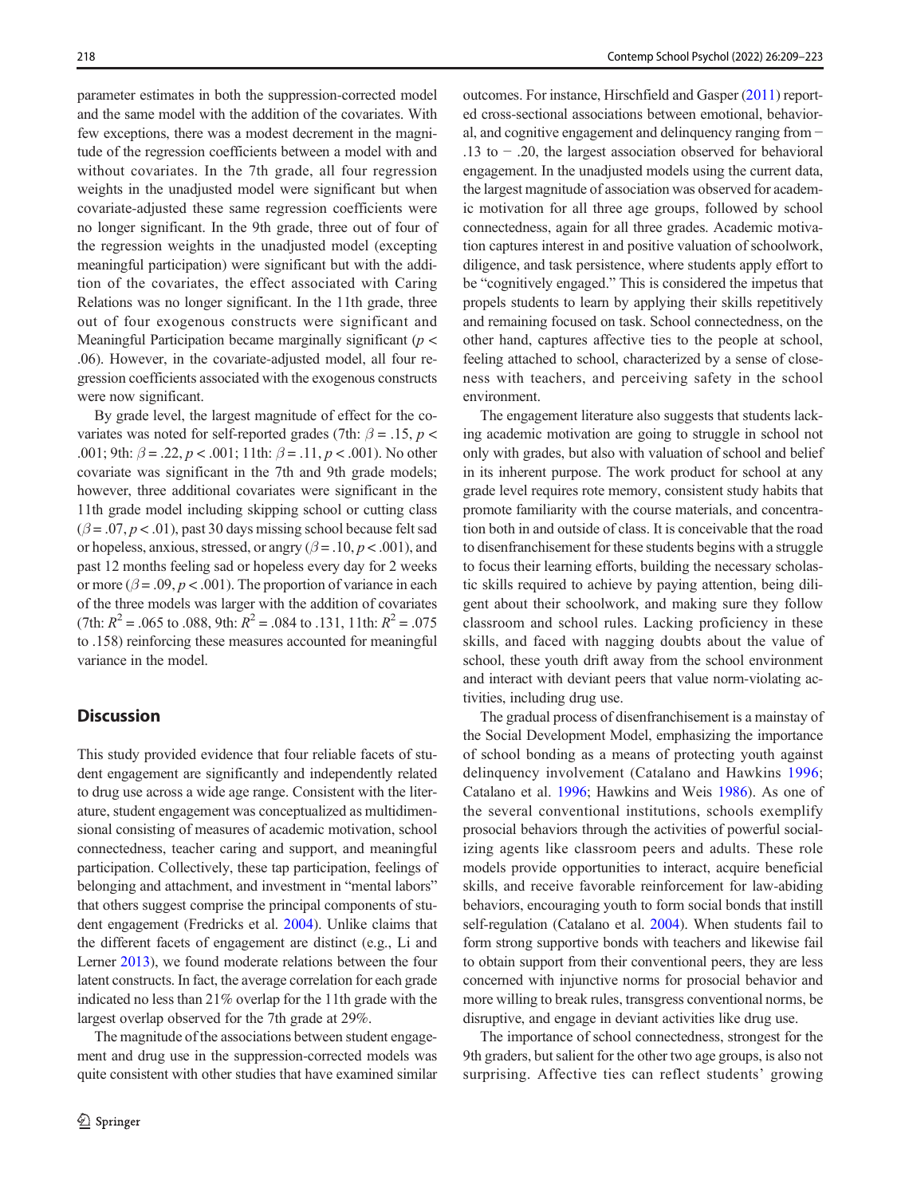parameter estimates in both the suppression-corrected model and the same model with the addition of the covariates. With few exceptions, there was a modest decrement in the magnitude of the regression coefficients between a model with and without covariates. In the 7th grade, all four regression weights in the unadjusted model were significant but when covariate-adjusted these same regression coefficients were no longer significant. In the 9th grade, three out of four of the regression weights in the unadjusted model (excepting meaningful participation) were significant but with the addition of the covariates, the effect associated with Caring Relations was no longer significant. In the 11th grade, three out of four exogenous constructs were significant and Meaningful Participation became marginally significant ($p < .06$). However, in the covariate-adjusted model, all four regression coefficients associated with the exogenous constructs were now significant.

By grade level, the largest magnitude of effect for the covariates was noted for self-reported grades (7th: $\beta = .15$, $p < .001$; 9th: $\beta = .22$, $p < .001$; 11th: $\beta = .11$, $p < .001$). No other covariate was significant in the 7th and 9th grade models; however, three additional covariates were significant in the 11th grade model including skipping school or cutting class ($\beta = .07$, $p < .01$), past 30 days missing school because felt sad or hopeless, anxious, stressed, or angry ($\beta = .10$, $p < .001$), and past 12 months feeling sad or hopeless every day for 2 weeks or more ($\beta = .09$, $p < .001$). The proportion of variance in each of the three models was larger with the addition of covariates (7th: $R^2 = .065$ to $.088$, 9th: $R^2 = .084$ to $.131$, 11th: $R^2 = .075$ to $.158$) reinforcing these measures accounted for meaningful variance in the model.

## Discussion

This study provided evidence that four reliable facets of student engagement are significantly and independently related to drug use across a wide age range. Consistent with the literature, student engagement was conceptualized as multidimensional consisting of measures of academic motivation, school connectedness, teacher caring and support, and meaningful participation. Collectively, these tap participation, feelings of belonging and attachment, and investment in "mental labors" that others suggest comprise the principal components of student engagement (Fredricks et al. 2004). Unlike claims that the different facets of engagement are distinct (e.g., Li and Lerner 2013), we found moderate relations between the four latent constructs. In fact, the average correlation for each grade indicated no less than 21% overlap for the 11th grade with the largest overlap observed for the 7th grade at 29%.

The magnitude of the associations between student engagement and drug use in the suppression-corrected models was quite consistent with other studies that have examined similar outcomes. For instance, Hirschfield and Gasper (2011) reported cross-sectional associations between emotional, behavioral, and cognitive engagement and delinquency ranging from − .13 to − .20, the largest association observed for behavioral engagement. In the unadjusted models using the current data, the largest magnitude of association was observed for academic motivation for all three age groups, followed by school connectedness, again for all three grades. Academic motivation captures interest in and positive valuation of schoolwork, diligence, and task persistence, where students apply effort to be "cognitively engaged." This is considered the impetus that propels students to learn by applying their skills repetitively and remaining focused on task. School connectedness, on the other hand, captures affective ties to the people at school, feeling attached to school, characterized by a sense of closeness with teachers, and perceiving safety in the school environment.

The engagement literature also suggests that students lacking academic motivation are going to struggle in school not only with grades, but also with valuation of school and belief in its inherent purpose. The work product for school at any grade level requires rote memory, consistent study habits that promote familiarity with the course materials, and concentration both in and outside of class. It is conceivable that the road to disenfranchisement for these students begins with a struggle to focus their learning efforts, building the necessary scholastic skills required to achieve by paying attention, being diligent about their schoolwork, and making sure they follow classroom and school rules. Lacking proficiency in these skills, and faced with nagging doubts about the value of school, these youth drift away from the school environment and interact with deviant peers that value norm-violating activities, including drug use.

The gradual process of disenfranchisement is a mainstay of the Social Development Model, emphasizing the importance of school bonding as a means of protecting youth against delinquency involvement (Catalano and Hawkins 1996; Catalano et al. 1996; Hawkins and Weis 1986). As one of the several conventional institutions, schools exemplify prosocial behaviors through the activities of powerful socializing agents like classroom peers and adults. These role models provide opportunities to interact, acquire beneficial skills, and receive favorable reinforcement for law-abiding behaviors, encouraging youth to form social bonds that instill self-regulation (Catalano et al. 2004). When students fail to form strong supportive bonds with teachers and likewise fail to obtain support from their conventional peers, they are less concerned with injunctive norms for prosocial behavior and more willing to break rules, transgress conventional norms, be disruptive, and engage in deviant activities like drug use.

The importance of school connectedness, strongest for the 9th graders, but salient for the other two age groups, is also not surprising. Affective ties can reflect students' growing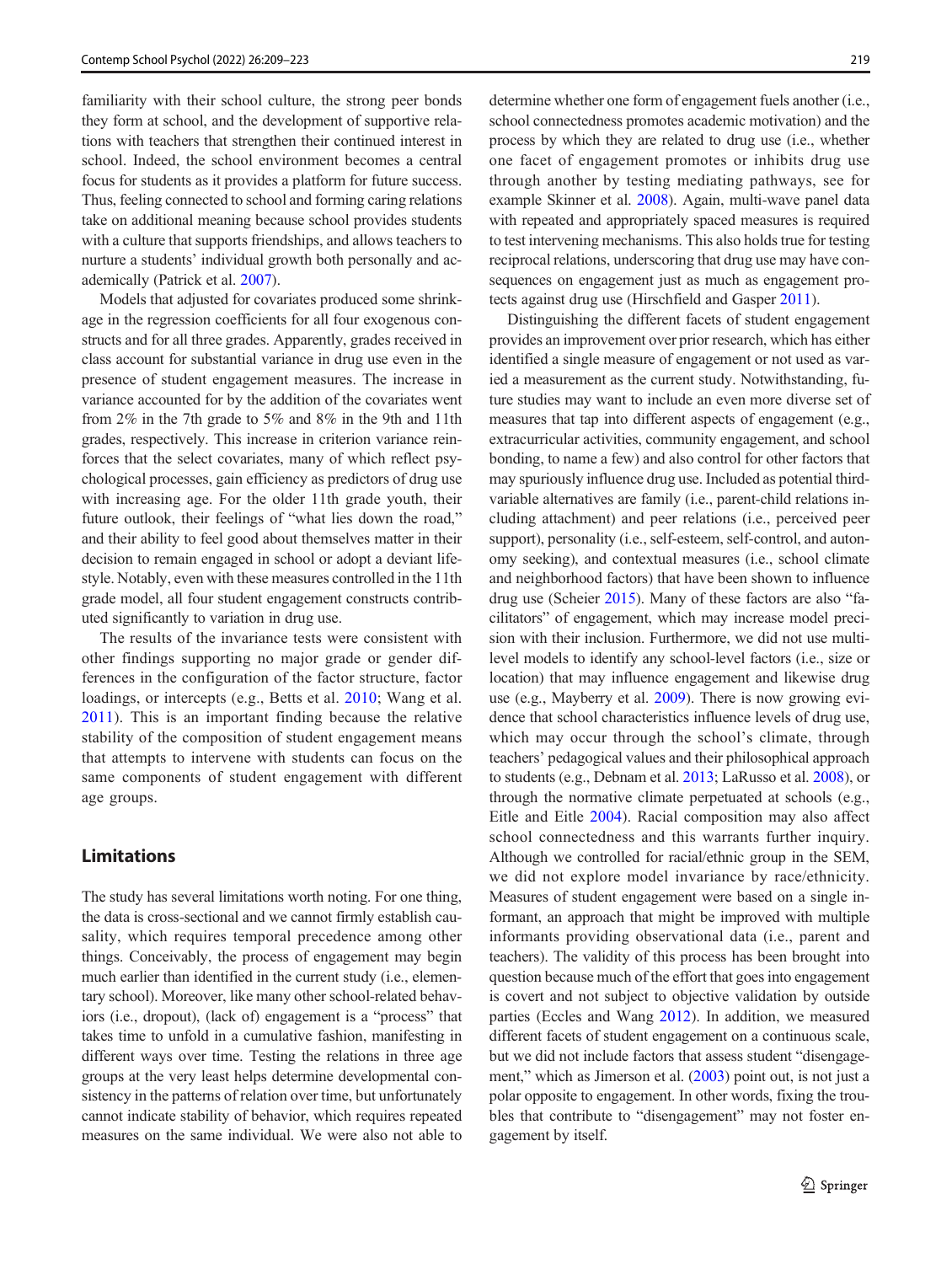familiarity with their school culture, the strong peer bonds they form at school, and the development of supportive relations with teachers that strengthen their continued interest in school. Indeed, the school environment becomes a central focus for students as it provides a platform for future success. Thus, feeling connected to school and forming caring relations take on additional meaning because school provides students with a culture that supports friendships, and allows teachers to nurture a students' individual growth both personally and academically (Patrick et al. 2007).

Models that adjusted for covariates produced some shrinkage in the regression coefficients for all four exogenous constructs and for all three grades. Apparently, grades received in class account for substantial variance in drug use even in the presence of student engagement measures. The increase in variance accounted for by the addition of the covariates went from 2% in the 7th grade to 5% and 8% in the 9th and 11th grades, respectively. This increase in criterion variance reinforces that the select covariates, many of which reflect psychological processes, gain efficiency as predictors of drug use with increasing age. For the older 11th grade youth, their future outlook, their feelings of "what lies down the road," and their ability to feel good about themselves matter in their decision to remain engaged in school or adopt a deviant lifestyle. Notably, even with these measures controlled in the 11th grade model, all four student engagement constructs contributed significantly to variation in drug use.

The results of the invariance tests were consistent with other findings supporting no major grade or gender differences in the configuration of the factor structure, factor loadings, or intercepts (e.g., Betts et al. 2010; Wang et al. 2011). This is an important finding because the relative stability of the composition of student engagement means that attempts to intervene with students can focus on the same components of student engagement with different age groups.

## Limitations

The study has several limitations worth noting. For one thing, the data is cross-sectional and we cannot firmly establish causality, which requires temporal precedence among other things. Conceivably, the process of engagement may begin much earlier than identified in the current study (i.e., elementary school). Moreover, like many other school-related behaviors (i.e., dropout), (lack of) engagement is a "process" that takes time to unfold in a cumulative fashion, manifesting in different ways over time. Testing the relations in three age groups at the very least helps determine developmental consistency in the patterns of relation over time, but unfortunately cannot indicate stability of behavior, which requires repeated measures on the same individual. We were also not able to determine whether one form of engagement fuels another (i.e., school connectedness promotes academic motivation) and the process by which they are related to drug use (i.e., whether one facet of engagement promotes or inhibits drug use through another by testing mediating pathways, see for example Skinner et al. 2008). Again, multi-wave panel data with repeated and appropriately spaced measures is required to test intervening mechanisms. This also holds true for testing reciprocal relations, underscoring that drug use may have consequences on engagement just as much as engagement protects against drug use (Hirschfield and Gasper 2011).

Distinguishing the different facets of student engagement provides an improvement over prior research, which has either identified a single measure of engagement or not used as varied a measurement as the current study. Notwithstanding, future studies may want to include an even more diverse set of measures that tap into different aspects of engagement (e.g., extracurricular activities, community engagement, and school bonding, to name a few) and also control for other factors that may spuriously influence drug use. Included as potential third-variable alternatives are family (i.e., parent-child relations including attachment) and peer relations (i.e., perceived peer support), personality (i.e., self-esteem, self-control, and autonomy seeking), and contextual measures (i.e., school climate and neighborhood factors) that have been shown to influence drug use (Scheier 2015). Many of these factors are also "facilitators" of engagement, which may increase model precision with their inclusion. Furthermore, we did not use multilevel models to identify any school-level factors (i.e., size or location) that may influence engagement and likewise drug use (e.g., Mayberry et al. 2009). There is now growing evidence that school characteristics influence levels of drug use, which may occur through the school's climate, through teachers' pedagogical values and their philosophical approach to students (e.g., Debnam et al. 2013; LaRusso et al. 2008), or through the normative climate perpetuated at schools (e.g., Eitle and Eitle 2004). Racial composition may also affect school connectedness and this warrants further inquiry. Although we controlled for racial/ethnic group in the SEM, we did not explore model invariance by race/ethnicity. Measures of student engagement were based on a single informant, an approach that might be improved with multiple informants providing observational data (i.e., parent and teachers). The validity of this process has been brought into question because much of the effort that goes into engagement is covert and not subject to objective validation by outside parties (Eccles and Wang 2012). In addition, we measured different facets of student engagement on a continuous scale, but we did not include factors that assess student "disengagement," which as Jimerson et al. (2003) point out, is not just a polar opposite to engagement. In other words, fixing the troubles that contribute to "disengagement" may not foster engagement by itself.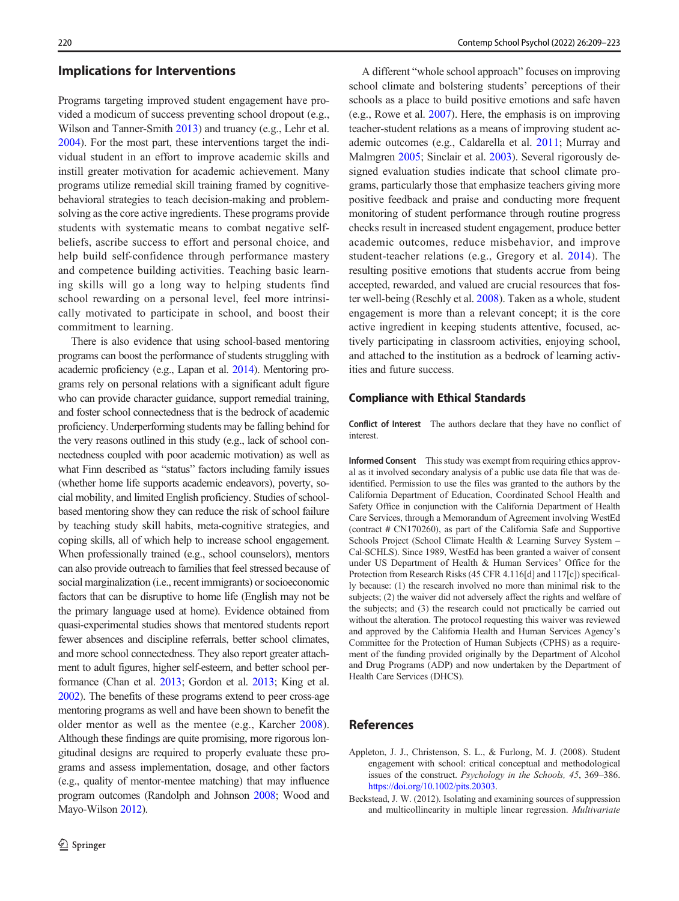## Implications for Interventions

Programs targeting improved student engagement have provided a modicum of success preventing school dropout (e.g., Wilson and Tanner-Smith 2013) and truancy (e.g., Lehr et al. 2004). For the most part, these interventions target the individual student in an effort to improve academic skills and instill greater motivation for academic achievement. Many programs utilize remedial skill training framed by cognitive-behavioral strategies to teach decision-making and problem-solving as the core active ingredients. These programs provide students with systematic means to combat negative self-beliefs, ascribe success to effort and personal choice, and help build self-confidence through performance mastery and competence building activities. Teaching basic learning skills will go a long way to helping students find school rewarding on a personal level, feel more intrinsically motivated to participate in school, and boost their commitment to learning.

There is also evidence that using school-based mentoring programs can boost the performance of students struggling with academic proficiency (e.g., Lapan et al. 2014). Mentoring programs rely on personal relations with a significant adult figure who can provide character guidance, support remedial training, and foster school connectedness that is the bedrock of academic proficiency. Underperforming students may be falling behind for the very reasons outlined in this study (e.g., lack of school connectedness coupled with poor academic motivation) as well as what Finn described as "status" factors including family issues (whether home life supports academic endeavors), poverty, social mobility, and limited English proficiency. Studies of school-based mentoring show they can reduce the risk of school failure by teaching study skill habits, meta-cognitive strategies, and coping skills, all of which help to increase school engagement. When professionally trained (e.g., school counselors), mentors can also provide outreach to families that feel stressed because of social marginalization (i.e., recent immigrants) or socioeconomic factors that can be disruptive to home life (English may not be the primary language used at home). Evidence obtained from quasi-experimental studies shows that mentored students report fewer absences and discipline referrals, better school climates, and more school connectedness. They also report greater attachment to adult figures, higher self-esteem, and better school performance (Chan et al. 2013; Gordon et al. 2013; King et al. 2002). The benefits of these programs extend to peer cross-age mentoring programs as well and have been shown to benefit the older mentor as well as the mentee (e.g., Karcher 2008). Although these findings are quite promising, more rigorous longitudinal designs are required to properly evaluate these programs and assess implementation, dosage, and other factors (e.g., quality of mentor-mentee matching) that may influence program outcomes (Randolph and Johnson 2008; Wood and Mayo-Wilson 2012).

A different "whole school approach" focuses on improving school climate and bolstering students' perceptions of their schools as a place to build positive emotions and safe haven (e.g., Rowe et al. 2007). Here, the emphasis is on improving teacher-student relations as a means of improving student academic outcomes (e.g., Caldarella et al. 2011; Murray and Malmgren 2005; Sinclair et al. 2003). Several rigorously designed evaluation studies indicate that school climate programs, particularly those that emphasize teachers giving more positive feedback and praise and conducting more frequent monitoring of student performance through routine progress checks result in increased student engagement, produce better academic outcomes, reduce misbehavior, and improve student-teacher relations (e.g., Gregory et al. 2014). The resulting positive emotions that students accrue from being accepted, rewarded, and valued are crucial resources that foster well-being (Reschly et al. 2008). Taken as a whole, student engagement is more than a relevant concept; it is the core active ingredient in keeping students attentive, focused, actively participating in classroom activities, enjoying school, and attached to the institution as a bedrock of learning activities and future success.

## Compliance with Ethical Standards

**Conflict of Interest** The authors declare that they have no conflict of interest.

**Informed Consent** This study was exempt from requiring ethics approval as it involved secondary analysis of a public use data file that was de-identified. Permission to use the files was granted to the authors by the California Department of Education, Coordinated School Health and Safety Office in conjunction with the California Department of Health Care Services, through a Memorandum of Agreement involving WestEd (contract # CN170260), as part of the California Safe and Supportive Schools Project (School Climate Health & Learning Survey System – Cal-SCHLS). Since 1989, WestEd has been granted a waiver of consent under US Department of Health & Human Services' Office for the Protection from Research Risks (45 CFR 4.116[d] and 117[c]) specifically because: (1) the research involved no more than minimal risk to the subjects; (2) the waiver did not adversely affect the rights and welfare of the subjects; and (3) the research could not practically be carried out without the alteration. The protocol requesting this waiver was reviewed and approved by the California Health and Human Services Agency's Committee for the Protection of Human Subjects (CPHS) as a requirement of the funding provided originally by the Department of Alcohol and Drug Programs (ADP) and now undertaken by the Department of Health Care Services (DHCS).

## References

Appleton, J. J., Christenson, S. L., & Furlong, M. J. (2008). Student engagement with school: critical conceptual and methodological issues of the construct. *Psychology in the Schools, 45*, 369–386. https://doi.org/10.1002/pits.20303.

Beckstead, J. W. (2012). Isolating and examining sources of suppression and multicollinearity in multiple linear regression. *Multivariate*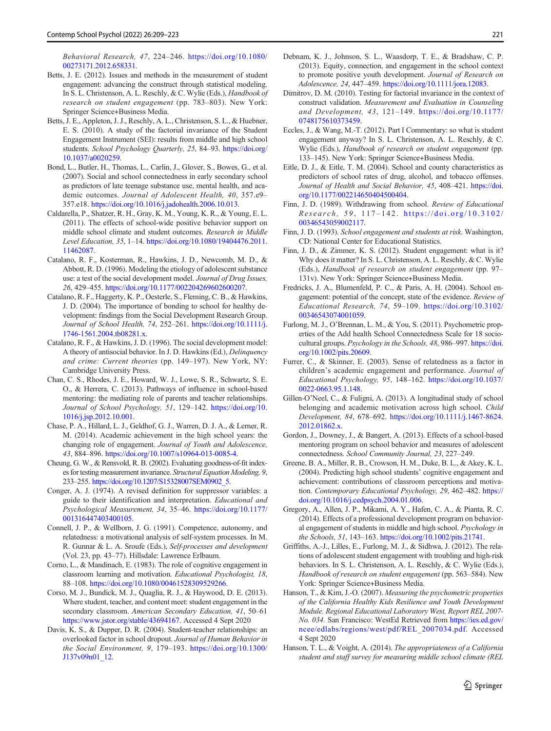*Behavioral Research, 47*, 224–246. https://doi.org/10.1080/00273171.2012.658331.

Betts, J. E. (2012). Issues and methods in the measurement of student engagement: advancing the construct through statistical modeling. In S. L. Christenson, A. L. Reschly, & C. Wylie (Eds.), *Handbook of research on student engagement* (pp. 783–803). New York: Springer Science+Business Media.

Betts, J. E., Appleton, J. J., Reschly, A. L., Christenson, S. L., & Huebner, E. S. (2010). A study of the factorial invariance of the Student Engagement Instrument (SEI): results from middle and high school students. *School Psychology Quarterly, 25*, 84–93. https://doi.org/10.1037/a0020259.

Bond, L., Butler, H., Thomas, L., Carlin, J., Glover, S., Bowes, G., et al. (2007). Social and school connectedness in early secondary school as predictors of late teenage substance use, mental health, and academic outcomes. *Journal of Adolescent Health, 40*, 357.e9–357.e18. https://doi.org/10.1016/j.jadohealth.2006.10.013.

Caldarella, P., Shatzer, R. H., Gray, K. M., Young, K. R., & Young, E. L. (2011). The effects of school-wide positive behavior support on middle school climate and student outcomes. *Research in Middle Level Education, 35*, 1–14. https://doi.org/10.1080/19404476.2011.11462087.

Catalano, R. F., Kosterman, R., Hawkins, J. D., Newcomb, M. D., & Abbott, R. D. (1996). Modeling the etiology of adolescent substance use: a test of the social development model. *Journal of Drug Issues, 26*, 429–455. https://doi.org/10.1177/002204269602600207.

Catalano, R. F., Haggerty, K. P., Oesterle, S., Fleming, C. B., & Hawkins, J. D. (2004). The importance of bonding to school for healthy development: findings from the Social Development Research Group. *Journal of School Health, 74*, 252–261. https://doi.org/10.1111/j.1746-1561.2004.tb08281.x.

Catalano, R. F., & Hawkins, J. D. (1996). The social development model: A theory of antisocial behavior. In J. D. Hawkins (Ed.), *Delinquency and crime: Current theories* (pp. 149–197). New York, NY: Cambridge University Press.

Chan, C. S., Rhodes, J. E., Howard, W. J., Lowe, S. R., Schwartz, S. E. O., & Herrera, C. (2013). Pathways of influence in school-based mentoring: the mediating role of parents and teacher relationships. *Journal of School Psychology, 51*, 129–142. https://doi.org/10.1016/j.jsp.2012.10.001.

Chase, P. A., Hillard, L. J., Geldhof, G. J., Warren, D. J. A., & Lerner, R. M. (2014). Academic achievement in the high school years: the changing role of engagement. *Journal of Youth and Adolescence, 43*, 884–896. https://doi.org/10.1007/s10964-013-0085-4.

Cheung, G. W., & Rensvold, R. B. (2002). Evaluating goodness-of-fit indexes for testing measurement invariance. *Structural Equation Modeling, 9*, 233–255. https://doi.org/10.1207/S15328007SEM0902_5.

Conger, A. J. (1974). A revised definition for suppressor variables: a guide to their identification and interpretation. *Educational and Psychological Measurement, 34*, 35–46. https://doi.org/10.1177/001316447403400105.

Connell, J. P., & Wellborn, J. G. (1991). Competence, autonomy, and relatedness: a motivational analysis of self-system processes. In M. R. Gunnar & L. A. Sroufe (Eds.), *Self-processes and development* (Vol. 23, pp. 43–77). Hillsdale: Lawrence Erlbaum.

Corno, L., & Mandinach, E. (1983). The role of cognitive engagement in classroom learning and motivation. *Educational Psychologist, 18*, 88–108. https://doi.org/10.1080/00461528309529266.

Corso, M. J., Bundick, M. J., Quaglia, R. J., & Haywood, D. E. (2013). Where student, teacher, and content meet: student engagement in the secondary classroom. *American Secondary Education, 41*, 50–61 https://www.jstor.org/stable/43694167. Accessed 4 Sept 2020

Davis, K. S., & Dupper, D. R. (2004). Student-teacher relationships: an overlooked factor in school dropout. *Journal of Human Behavior in the Social Environment, 9*, 179–193. https://doi.org/10.1300/J137v09n01_12.

Debnam, K. J., Johnson, S. L., Waasdorp, T. E., & Bradshaw, C. P. (2013). Equity, connection, and engagement in the school context to promote positive youth development. *Journal of Research on Adolescence, 24*, 447–459. https://doi.org/10.1111/jora.12083.

Dimitrov, D. M. (2010). Testing for factorial invariance in the context of construct validation. *Measurement and Evaluation in Counseling and Development, 43*, 121–149. https://doi.org/10.1177/0748175610373459.

Eccles, J., & Wang, M.-T. (2012). Part I Commentary: so what is student engagement anyway? In S. L. Christenson, A. L. Reschly, & C. Wylie (Eds.), *Handbook of research on student engagement* (pp. 133–145). New York: Springer Science+Business Media.

Eitle, D. J., & Eitle, T. M. (2004). School and county characteristics as predictors of school rates of drug, alcohol, and tobacco offenses. *Journal of Health and Social Behavior, 45*, 408–421. https://doi.org/10.1177/002214650404500404.

Finn, J. D. (1989). Withdrawing from school. *Review of Educational Research, 59*, 117–142. https://doi.org/10.3102/00346543059002117.

Finn, J. D. (1993). *School engagement and students at risk*. Washington, CD: National Center for Educational Statistics.

Finn, J. D., & Zimmer, K. S. (2012). Student engagement: what is it? Why does it matter? In S. L. Christenson, A. L. Reschly, & C. Wylie (Eds.), *Handbook of research on student engagement* (pp. 97–131v). New York: Springer Science+Business Media.

Fredricks, J. A., Blumenfeld, P. C., & Paris, A. H. (2004). School engagement: potential of the concept, state of the evidence. *Review of Educational Research, 74*, 59–109. https://doi.org/10.3102/00346543074001059.

Furlong, M. J., O'Brennan, L. M., & You, S. (2011). Psychometric properties of the Add health School Connectedness Scale for 18 sociocultural groups. *Psychology in the Schools, 48*, 986–997. https://doi.org/10.1002/pits.20609.

Furrer, C., & Skinner, E. (2003). Sense of relatedness as a factor in children's academic engagement and performance. *Journal of Educational Psychology, 95*, 148–162. https://doi.org/10.1037/0022-0663.95.1.148.

Gillen-O'Neel, C., & Fuligni, A. (2013). A longitudinal study of school belonging and academic motivation across high school. *Child Development, 84*, 678–692. https://doi.org/10.1111/j.1467-8624.2012.01862.x.

Gordon, J., Downey, J., & Bangert, A. (2013). Effects of a school-based mentoring program on school behavior and measures of adolescent connectedness. *School Community Journal, 23*, 227–249.

Greene, B. A., Miller, R. B., Crowson, H. M., Duke, B. L., & Akey, K. L. (2004). Predicting high school students' cognitive engagement and achievement: contributions of classroom perceptions and motivation. *Contemporary Educational Psychology, 29*, 462–482. https://doi.org/10.1016/j.cedpsych.2004.01.006.

Gregory, A., Allen, J. P., Mikami, A. Y., Hafen, C. A., & Pianta, R. C. (2014). Effects of a professional development program on behavioral engagement of students in middle and high school. *Psychology in the Schools, 51*, 143–163. https://doi.org/10.1002/pits.21741.

Griffiths, A.-J., Lilles, E., Furlong, M. J., & Sidhwa, J. (2012). The relations of adolescent student engagement with troubling and high-risk behaviors. In S. L. Christenson, A. L. Reschly, & C. Wylie (Eds.), *Handbook of research on student engagement* (pp. 563–584). New York: Springer Science+Business Media.

Hanson, T., & Kim, J.-O. (2007). *Measuring the psychometric properties of the California Healthy Kids Resilience and Youth Development Module. Regional Educational Laboratory West, Report REL 2007-No. 034.* San Francisco: WestEd Retrieved from https://ies.ed.gov/ncee/edlabs/regions/west/pdf/REL_2007034.pdf. Accessed 4 Sept 2020

Hanson, T. L., & Voight, A. (2014). *The appropriateness of a California student and staff survey for measuring middle school climate (REL*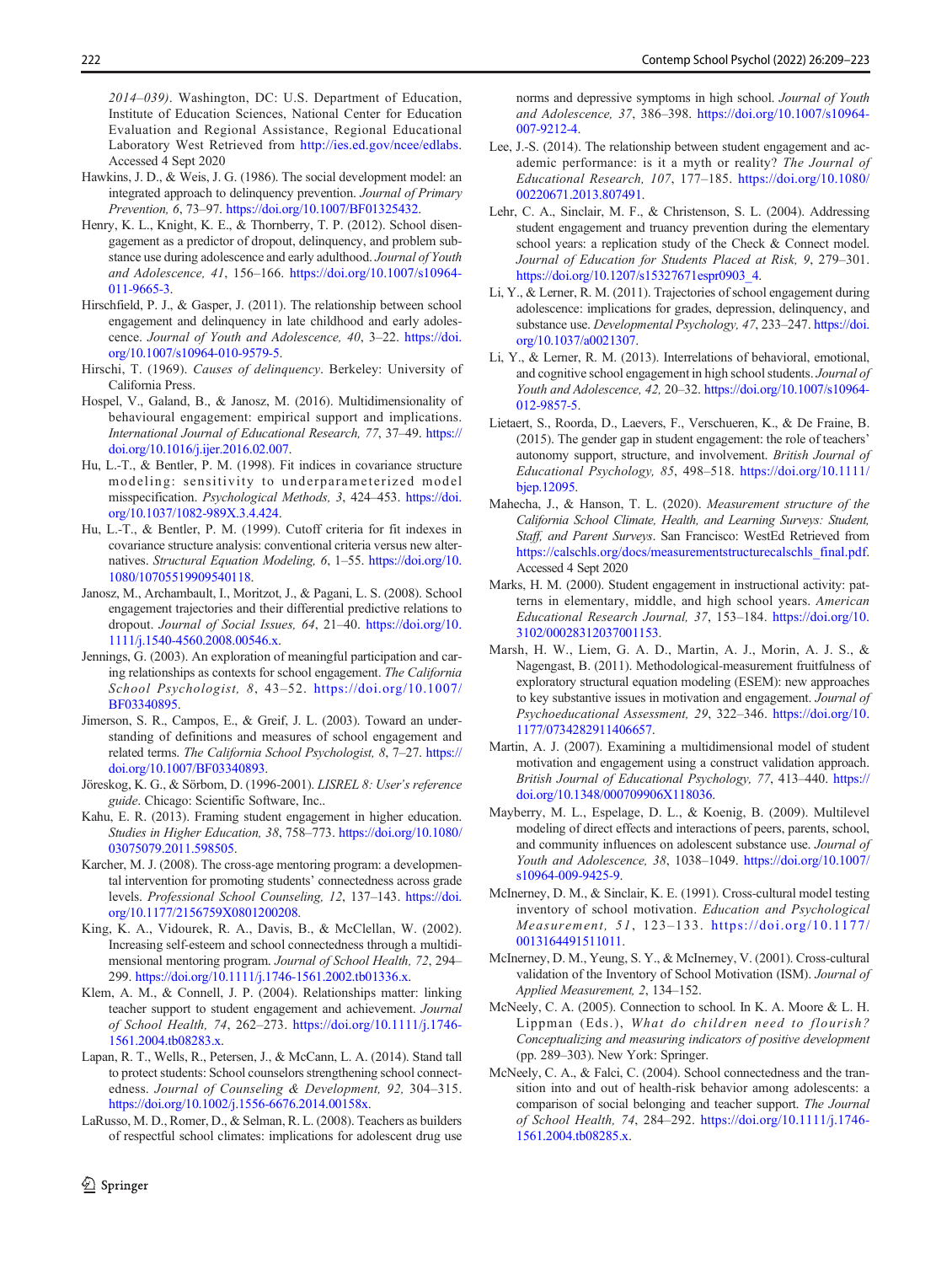2014–039). Washington, DC: U.S. Department of Education, Institute of Education Sciences, National Center for Education Evaluation and Regional Assistance, Regional Educational Laboratory West Retrieved from http://ies.ed.gov/ncee/edlabs. Accessed 4 Sept 2020

Hawkins, J. D., & Weis, J. G. (1986). The social development model: an integrated approach to delinquency prevention. *Journal of Primary Prevention, 6*, 73–97. https://doi.org/10.1007/BF01325432.

Henry, K. L., Knight, K. E., & Thornberry, T. P. (2012). School disengagement as a predictor of dropout, delinquency, and problem substance use during adolescence and early adulthood. *Journal of Youth and Adolescence, 41*, 156–166. https://doi.org/10.1007/s10964-011-9665-3.

Hirschfield, P. J., & Gasper, J. (2011). The relationship between school engagement and delinquency in late childhood and early adolescence. *Journal of Youth and Adolescence, 40*, 3–22. https://doi.org/10.1007/s10964-010-9579-5.

Hirschi, T. (1969). *Causes of delinquency*. Berkeley: University of California Press.

Hospel, V., Galand, B., & Janosz, M. (2016). Multidimensionality of behavioural engagement: empirical support and implications. *International Journal of Educational Research, 77*, 37–49. https://doi.org/10.1016/j.ijer.2016.02.007.

Hu, L.-T., & Bentler, P. M. (1998). Fit indices in covariance structure modeling: sensitivity to underparameterized model misspecification. *Psychological Methods, 3*, 424–453. https://doi.org/10.1037/1082-989X.3.4.424.

Hu, L.-T., & Bentler, P. M. (1999). Cutoff criteria for fit indexes in covariance structure analysis: conventional criteria versus new alternatives. *Structural Equation Modeling, 6*, 1–55. https://doi.org/10.1080/10705519909540118.

Janosz, M., Archambault, I., Moritzot, J., & Pagani, L. S. (2008). School engagement trajectories and their differential predictive relations to dropout. *Journal of Social Issues, 64*, 21–40. https://doi.org/10.1111/j.1540-4560.2008.00546.x.

Jennings, G. (2003). An exploration of meaningful participation and caring relationships as contexts for school engagement. *The California School Psychologist, 8*, 43–52. https://doi.org/10.1007/BF03340895.

Jimerson, S. R., Campos, E., & Greif, J. L. (2003). Toward an understanding of definitions and measures of school engagement and related terms. *The California School Psychologist, 8*, 7–27. https://doi.org/10.1007/BF03340893.

Jöreskog, K. G., & Sörbom, D. (1996-2001). *LISREL 8: User's reference guide*. Chicago: Scientific Software, Inc..

Kahu, E. R. (2013). Framing student engagement in higher education. *Studies in Higher Education, 38*, 758–773. https://doi.org/10.1080/03075079.2011.598505.

Karcher, M. J. (2008). The cross-age mentoring program: a developmental intervention for promoting students' connectedness across grade levels. *Professional School Counseling, 12*, 137–143. https://doi.org/10.1177/2156759X0801200208.

King, K. A., Vidourek, R. A., Davis, B., & McClellan, W. (2002). Increasing self-esteem and school connectedness through a multidimensional mentoring program. *Journal of School Health, 72*, 294–299. https://doi.org/10.1111/j.1746-1561.2002.tb01336.x.

Klem, A. M., & Connell, J. P. (2004). Relationships matter: linking teacher support to student engagement and achievement. *Journal of School Health, 74*, 262–273. https://doi.org/10.1111/j.1746-1561.2004.tb08283.x.

Lapan, R. T., Wells, R., Petersen, J., & McCann, L. A. (2014). Stand tall to protect students: School counselors strengthening school connectedness. *Journal of Counseling & Development, 92*, 304–315. https://doi.org/10.1002/j.1556-6676.2014.00158x.

LaRusso, M. D., Romer, D., & Selman, R. L. (2008). Teachers as builders of respectful school climates: implications for adolescent drug use norms and depressive symptoms in high school. *Journal of Youth and Adolescence, 37*, 386–398. https://doi.org/10.1007/s10964-007-9212-4.

Lee, J.-S. (2014). The relationship between student engagement and academic performance: is it a myth or reality? *The Journal of Educational Research, 107*, 177–185. https://doi.org/10.1080/00220671.2013.807491.

Lehr, C. A., Sinclair, M. F., & Christenson, S. L. (2004). Addressing student engagement and truancy prevention during the elementary school years: a replication study of the Check & Connect model. *Journal of Education for Students Placed at Risk, 9*, 279–301. https://doi.org/10.1207/s15327671espr0903_4.

Li, Y., & Lerner, R. M. (2011). Trajectories of school engagement during adolescence: implications for grades, depression, delinquency, and substance use. *Developmental Psychology, 47*, 233–247. https://doi.org/10.1037/a0021307.

Li, Y., & Lerner, R. M. (2013). Interrelations of behavioral, emotional, and cognitive school engagement in high school students. *Journal of Youth and Adolescence, 42*, 20–32. https://doi.org/10.1007/s10964-012-9857-5.

Lietaert, S., Roorda, D., Laevers, F., Verschueren, K., & De Fraine, B. (2015). The gender gap in student engagement: the role of teachers' autonomy support, structure, and involvement. *British Journal of Educational Psychology, 85*, 498–518. https://doi.org/10.1111/bjep.12095.

Mahecha, J., & Hanson, T. L. (2020). *Measurement structure of the California School Climate, Health, and Learning Surveys: Student, Staff, and Parent Surveys*. San Francisco: WestEd Retrieved from https://calschls.org/docs/measurementstructurecalschls_final.pdf. Accessed 4 Sept 2020

Marks, H. M. (2000). Student engagement in instructional activity: patterns in elementary, middle, and high school years. *American Educational Research Journal, 37*, 153–184. https://doi.org/10.3102/00028312037001153.

Marsh, H. W., Liem, G. A. D., Martin, A. J., Morin, A. J. S., & Nagengast, B. (2011). Methodological-measurement fruitfulness of exploratory structural equation modeling (ESEM): new approaches to key substantive issues in motivation and engagement. *Journal of Psychoeducational Assessment, 29*, 322–346. https://doi.org/10.1177/0734282911406657.

Martin, A. J. (2007). Examining a multidimensional model of student motivation and engagement using a construct validation approach. *British Journal of Educational Psychology, 77*, 413–440. https://doi.org/10.1348/000709906X118036.

Mayberry, M. L., Espelage, D. L., & Koenig, B. (2009). Multilevel modeling of direct effects and interactions of peers, parents, school, and community influences on adolescent substance use. *Journal of Youth and Adolescence, 38*, 1038–1049. https://doi.org/10.1007/s10964-009-9425-9.

McInerney, D. M., & Sinclair, K. E. (1991). Cross-cultural model testing inventory of school motivation. *Education and Psychological Measurement, 51*, 123–133. https://doi.org/10.1177/0013164491511011.

McInerney, D. M., Yeung, S. Y., & McInerney, V. (2001). Cross-cultural validation of the Inventory of School Motivation (ISM). *Journal of Applied Measurement, 2*, 134–152.

McNeely, C. A. (2005). Connection to school. In K. A. Moore & L. H. Lippman (Eds.), *What do children need to flourish? Conceptualizing and measuring indicators of positive development* (pp. 289–303). New York: Springer.

McNeely, C. A., & Falci, C. (2004). School connectedness and the transition into and out of health-risk behavior among adolescents: a comparison of social belonging and teacher support. *The Journal of School Health, 74*, 284–292. https://doi.org/10.1111/j.1746-1561.2004.tb08285.x.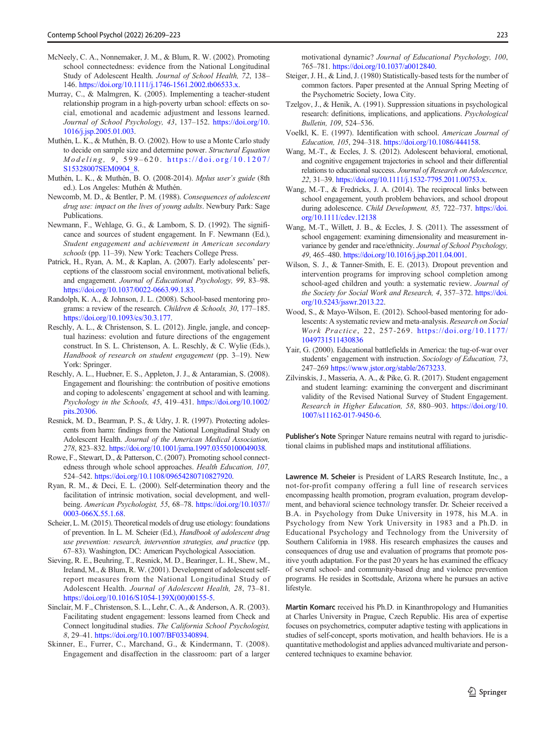McNeely, C. A., Nonnemaker, J. M., & Blum, R. W. (2002). Promoting school connectedness: evidence from the National Longitudinal Study of Adolescent Health. *Journal of School Health, 72*, 138–146. https://doi.org/10.1111/j.1746-1561.2002.tb06533.x.

Murray, C., & Malmgren, K. (2005). Implementing a teacher-student relationship program in a high-poverty urban school: effects on social, emotional and academic adjustment and lessons learned. *Journal of School Psychology, 43*, 137–152. https://doi.org/10.1016/j.jsp.2005.01.003.

Muthén, L. K., & Muthén, B. O. (2002). How to use a Monte Carlo study to decide on sample size and determine power. *Structural Equation Modeling, 9*, 599–620. https://doi.org/10.1207/S15328007SEM0904_8.

Muthén, L. K., & Muthén, B. O. (2008-2014). *Mplus user's guide* (8th ed.). Los Angeles: Muthén & Muthén.

Newcomb, M. D., & Bentler, P. M. (1988). *Consequences of adolescent drug use: impact on the lives of young adults*. Newbury Park: Sage Publications.

Newmann, F., Wehlage, G. G., & Lamborn, S. D. (1992). The significance and sources of student engagement. In F. Newmann (Ed.), *Student engagement and achievement in American secondary schools* (pp. 11–39). New York: Teachers College Press.

Patrick, H., Ryan, A. M., & Kaplan, A. (2007). Early adolescents' perceptions of the classroom social environment, motivational beliefs, and engagement. *Journal of Educational Psychology, 99*, 83–98. https://doi.org/10.1037/0022-0663.99.1.83.

Randolph, K. A., & Johnson, J. L. (2008). School-based mentoring programs: a review of the research. *Children & Schools, 30*, 177–185. https://doi.org/10.1093/cs/30.3.177.

Reschly, A. L., & Christenson, S. L. (2012). Jingle, jangle, and conceptual haziness: evolution and future directions of the engagement construct. In S. L. Christenson, A. L. Reschly, & C. Wylie (Eds.), *Handbook of research on student engagement* (pp. 3–19). New York: Springer.

Reschly, A. L., Huebner, E. S., Appleton, J. J., & Antaramian, S. (2008). Engagement and flourishing: the contribution of positive emotions and coping to adolescents' engagement at school and with learning. *Psychology in the Schools, 45*, 419–431. https://doi.org/10.1002/pits.20306.

Resnick, M. D., Bearman, P. S., & Udry, J. R. (1997). Protecting adolescents from harm: findings from the National Longitudinal Study on Adolescent Health. *Journal of the American Medical Association, 278*, 823–832. https://doi.org/10.1001/jama.1997.03550100049038.

Rowe, F., Stewart, D., & Patterson, C. (2007). Promoting school connectedness through whole school approaches. *Health Education, 107*, 524–542. https://doi.org/10.1108/09654280710827920.

Ryan, R. M., & Deci, E. L. (2000). Self-determination theory and the facilitation of intrinsic motivation, social development, and well-being. *American Psychologist, 55*, 68–78. https://doi.org/10.1037//0003-066X.55.1.68.

Scheier, L. M. (2015). Theoretical models of drug use etiology: foundations of prevention. In L. M. Scheier (Ed.), *Handbook of adolescent drug use prevention: research, intervention strategies, and practice* (pp. 67–83). Washington, DC: American Psychological Association.

Sieving, R. E., Beuhring, T., Resnick, M. D., Bearinger, L. H., Shew, M., Ireland, M., & Blum, R. W. (2001). Development of adolescent self-report measures from the National Longitudinal Study of Adolescent Health. *Journal of Adolescent Health, 28*, 73–81. https://doi.org/10.1016/S1054-139X(00)00155-5.

Sinclair, M. F., Christenson, S. L., Lehr, C. A., & Anderson, A. R. (2003). Facilitating student engagement: lessons learned from Check and Connect longitudinal studies. *The California School Psychologist, 8*, 29–41. https://doi.org/10.1007/BF03340894.

Skinner, E., Furrer, C., Marchand, G., & Kindermann, T. (2008). Engagement and disaffection in the classroom: part of a larger motivational dynamic? *Journal of Educational Psychology, 100*, 765–781. https://doi.org/10.1037/a0012840.

Steiger, J. H., & Lind, J. (1980) Statistically-based tests for the number of common factors. Paper presented at the Annual Spring Meeting of the Psychometric Society, Iowa City.

Tzelgov, J., & Henik, A. (1991). Suppression situations in psychological research: definitions, implications, and applications. *Psychological Bulletin, 109*, 524–536.

Voelkl, K. E. (1997). Identification with school. *American Journal of Education, 105*, 294–318. https://doi.org/10.1086/444158.

Wang, M.-T., & Eccles, J. S. (2012). Adolescent behavioral, emotional, and cognitive engagement trajectories in school and their differential relations to educational success. *Journal of Research on Adolescence, 22*, 31–39. https://doi.org/10.1111/j.1532-7795.2011.00753.x.

Wang, M.-T., & Fredricks, J. A. (2014). The reciprocal links between school engagement, youth problem behaviors, and school dropout during adolescence. *Child Development, 85*, 722–737. https://doi.org/10.1111/cdev.12138

Wang, M.-T., Willett, J. B., & Eccles, J. S. (2011). The assessment of school engagement: examining dimensionality and measurement invariance by gender and race/ethnicity. *Journal of School Psychology, 49*, 465–480. https://doi.org/10.1016/j.jsp.2011.04.001.

Wilson, S. J., & Tanner-Smith, E. E. (2013). Dropout prevention and intervention programs for improving school completion among school-aged children and youth: a systematic review. *Journal of the Society for Social Work and Research, 4*, 357–372. https://doi.org/10.5243/jsswr.2013.22.

Wood, S., & Mayo-Wilson, E. (2012). School-based mentoring for adolescents: A systematic review and meta-analysis. *Research on Social Work Practice*, 22, 257-269. https://doi.org/10.1177/1049731511430836

Yair, G. (2000). Educational battlefields in America: the tug-of-war over students' engagement with instruction. *Sociology of Education, 73*, 247–269 https://www.jstor.org/stable/2673233.

Zilvinskis, J., Masseria, A. A., & Pike, G. R. (2017). Student engagement and student learning: examining the convergent and discriminant validity of the Revised National Survey of Student Engagement. *Research in Higher Education, 58*, 880–903. https://doi.org/10.1007/s11162-017-9450-6.

**Publisher's Note** Springer Nature remains neutral with regard to jurisdictional claims in published maps and institutional affiliations.

**Lawrence M. Scheier** is President of LARS Research Institute, Inc., a not-for-profit company offering a full line of research services encompassing health promotion, program evaluation, program development, and behavioral science technology transfer. Dr. Scheier received a B.A. in Psychology from Duke University in 1978, his M.A. in Psychology from New York University in 1983 and a Ph.D. in Educational Psychology and Technology from the University of Southern California in 1988. His research emphasizes the causes and consequences of drug use and evaluation of programs that promote positive youth adaptation. For the past 20 years he has examined the efficacy of several school- and community-based drug and violence prevention programs. He resides in Scottsdale, Arizona where he pursues an active lifestyle.

**Martin Komarc** received his Ph.D. in Kinanthropology and Humanities at Charles University in Prague, Czech Republic. His area of expertise focuses on psychometrics, computer adaptive testing with applications in studies of self-concept, sports motivation, and health behaviors. He is a quantitative methodologist and applies advanced multivariate and person-centered techniques to examine behavior.